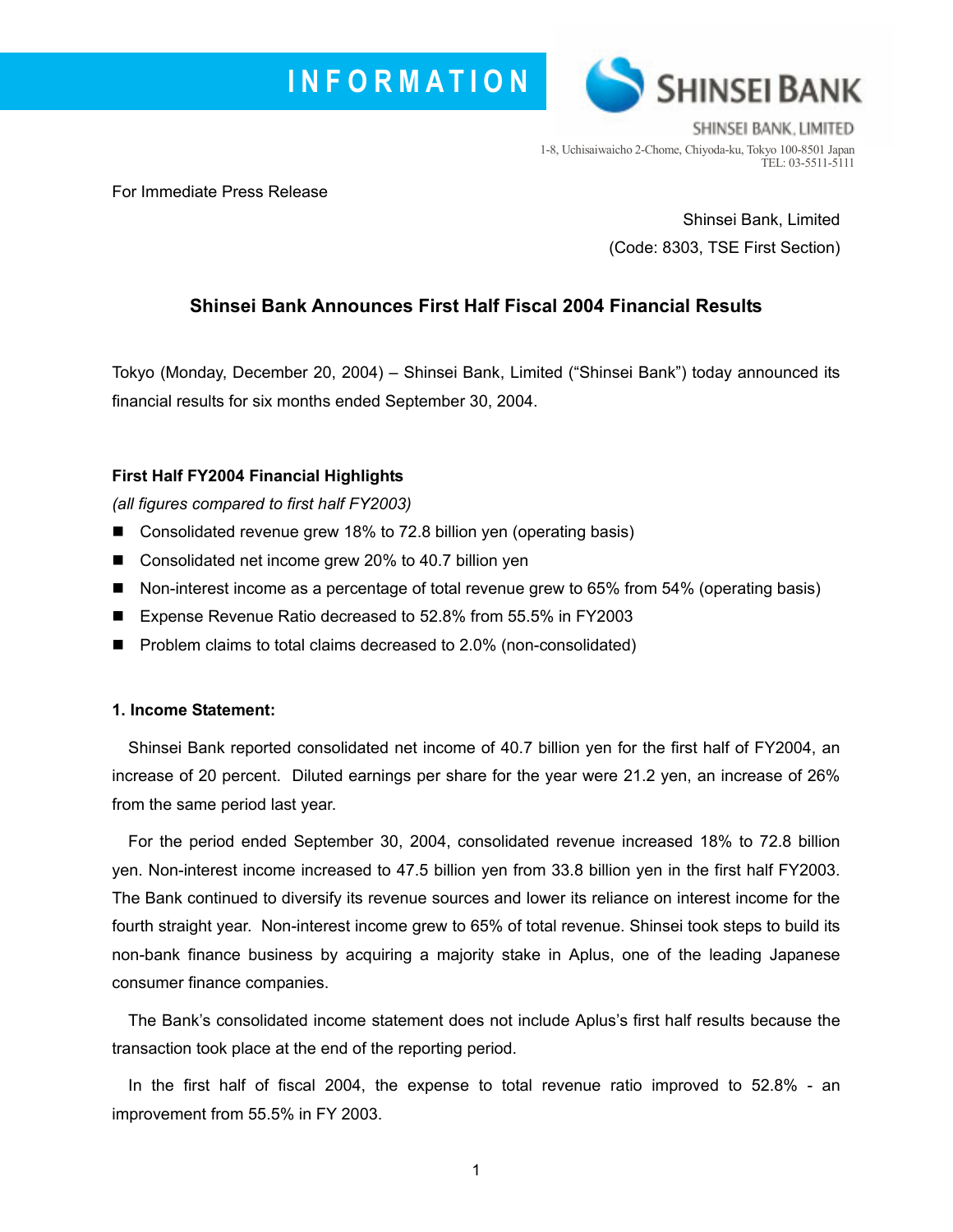INFORMATION

SHINSEI BANK

SHINSEI BANK, LIMITED
1-8, Uchisaiwaicho 2-Chome, Chiyoda-ku, Tokyo 100-8501 Japan
TEL: 03-5511-5111

For Immediate Press Release

Shinsei Bank, Limited
(Code: 8303, TSE First Section)

## Shinsei Bank Announces First Half Fiscal 2004 Financial Results

Tokyo (Monday, December 20, 2004) – Shinsei Bank, Limited ("Shinsei Bank") today announced its financial results for six months ended September 30, 2004.

### First Half FY2004 Financial Highlights

*(all figures compared to first half FY2003)*

- Consolidated revenue grew 18% to 72.8 billion yen (operating basis)
- Consolidated net income grew 20% to 40.7 billion yen
- Non-interest income as a percentage of total revenue grew to 65% from 54% (operating basis)
- Expense Revenue Ratio decreased to 52.8% from 55.5% in FY2003
- Problem claims to total claims decreased to 2.0% (non-consolidated)

### 1. Income Statement:

Shinsei Bank reported consolidated net income of 40.7 billion yen for the first half of FY2004, an increase of 20 percent. Diluted earnings per share for the year were 21.2 yen, an increase of 26% from the same period last year.

For the period ended September 30, 2004, consolidated revenue increased 18% to 72.8 billion yen. Non-interest income increased to 47.5 billion yen from 33.8 billion yen in the first half FY2003. The Bank continued to diversify its revenue sources and lower its reliance on interest income for the fourth straight year. Non-interest income grew to 65% of total revenue. Shinsei took steps to build its non-bank finance business by acquiring a majority stake in Aplus, one of the leading Japanese consumer finance companies.

The Bank's consolidated income statement does not include Aplus's first half results because the transaction took place at the end of the reporting period.

In the first half of fiscal 2004, the expense to total revenue ratio improved to 52.8% - an improvement from 55.5% in FY 2003.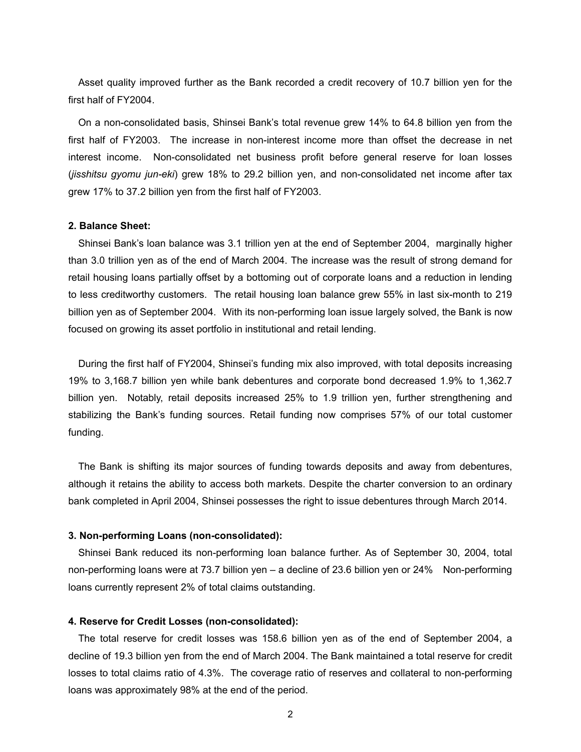Asset quality improved further as the Bank recorded a credit recovery of 10.7 billion yen for the first half of FY2004.

On a non-consolidated basis, Shinsei Bank's total revenue grew 14% to 64.8 billion yen from the first half of FY2003. The increase in non-interest income more than offset the decrease in net interest income. Non-consolidated net business profit before general reserve for loan losses (*jisshitsu gyomu jun-eki*) grew 18% to 29.2 billion yen, and non-consolidated net income after tax grew 17% to 37.2 billion yen from the first half of FY2003.

**2. Balance Sheet:**

Shinsei Bank's loan balance was 3.1 trillion yen at the end of September 2004, marginally higher than 3.0 trillion yen as of the end of March 2004. The increase was the result of strong demand for retail housing loans partially offset by a bottoming out of corporate loans and a reduction in lending to less creditworthy customers. The retail housing loan balance grew 55% in last six-month to 219 billion yen as of September 2004. With its non-performing loan issue largely solved, the Bank is now focused on growing its asset portfolio in institutional and retail lending.

During the first half of FY2004, Shinsei's funding mix also improved, with total deposits increasing 19% to 3,168.7 billion yen while bank debentures and corporate bond decreased 1.9% to 1,362.7 billion yen. Notably, retail deposits increased 25% to 1.9 trillion yen, further strengthening and stabilizing the Bank's funding sources. Retail funding now comprises 57% of our total customer funding.

The Bank is shifting its major sources of funding towards deposits and away from debentures, although it retains the ability to access both markets. Despite the charter conversion to an ordinary bank completed in April 2004, Shinsei possesses the right to issue debentures through March 2014.

**3. Non-performing Loans (non-consolidated):**

Shinsei Bank reduced its non-performing loan balance further. As of September 30, 2004, total non-performing loans were at 73.7 billion yen – a decline of 23.6 billion yen or 24% Non-performing loans currently represent 2% of total claims outstanding.

**4. Reserve for Credit Losses (non-consolidated):**

The total reserve for credit losses was 158.6 billion yen as of the end of September 2004, a decline of 19.3 billion yen from the end of March 2004. The Bank maintained a total reserve for credit losses to total claims ratio of 4.3%. The coverage ratio of reserves and collateral to non-performing loans was approximately 98% at the end of the period.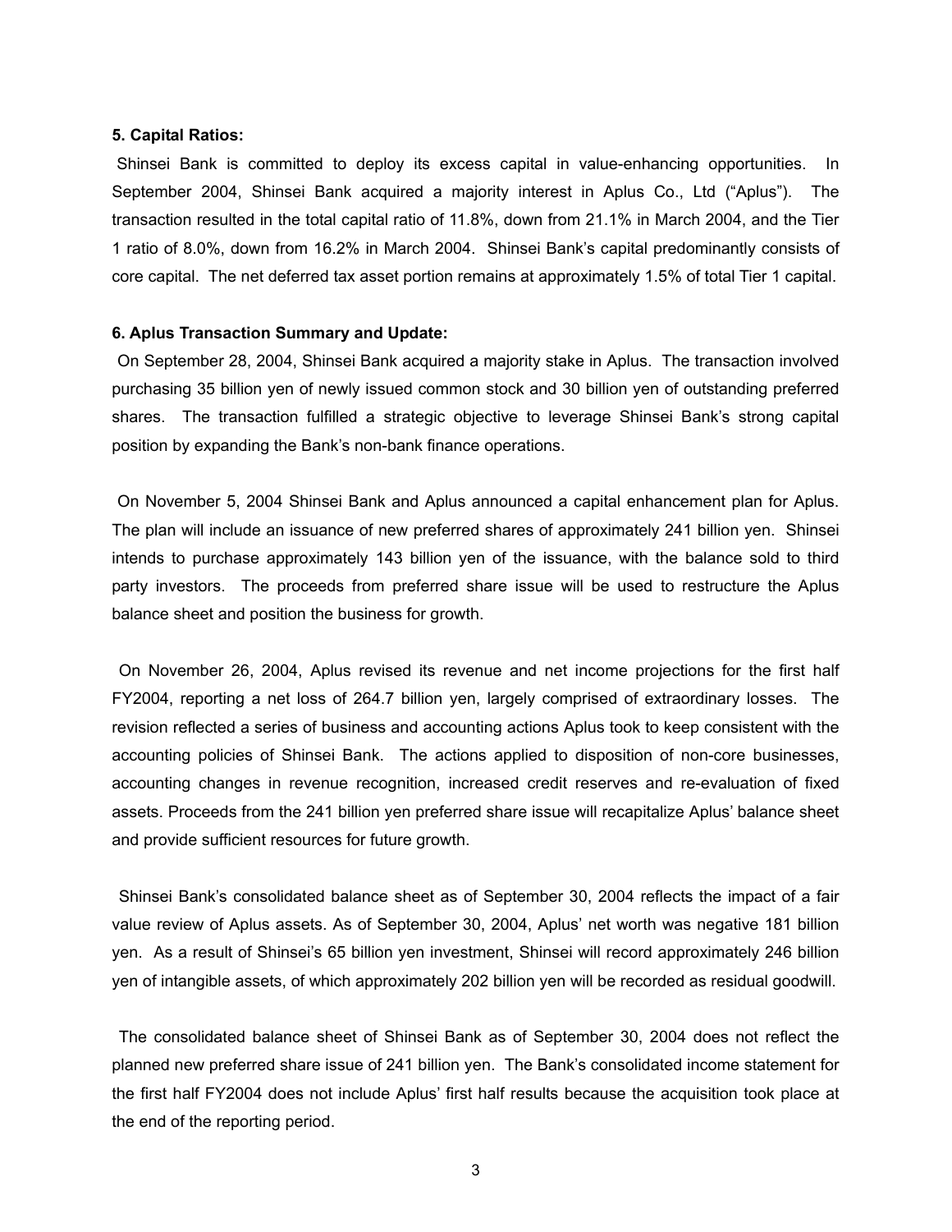**5. Capital Ratios:**

Shinsei Bank is committed to deploy its excess capital in value-enhancing opportunities. In September 2004, Shinsei Bank acquired a majority interest in Aplus Co., Ltd ("Aplus"). The transaction resulted in the total capital ratio of 11.8%, down from 21.1% in March 2004, and the Tier 1 ratio of 8.0%, down from 16.2% in March 2004. Shinsei Bank's capital predominantly consists of core capital. The net deferred tax asset portion remains at approximately 1.5% of total Tier 1 capital.

**6. Aplus Transaction Summary and Update:**

On September 28, 2004, Shinsei Bank acquired a majority stake in Aplus. The transaction involved purchasing 35 billion yen of newly issued common stock and 30 billion yen of outstanding preferred shares. The transaction fulfilled a strategic objective to leverage Shinsei Bank's strong capital position by expanding the Bank's non-bank finance operations.

On November 5, 2004 Shinsei Bank and Aplus announced a capital enhancement plan for Aplus. The plan will include an issuance of new preferred shares of approximately 241 billion yen. Shinsei intends to purchase approximately 143 billion yen of the issuance, with the balance sold to third party investors. The proceeds from preferred share issue will be used to restructure the Aplus balance sheet and position the business for growth.

On November 26, 2004, Aplus revised its revenue and net income projections for the first half FY2004, reporting a net loss of 264.7 billion yen, largely comprised of extraordinary losses. The revision reflected a series of business and accounting actions Aplus took to keep consistent with the accounting policies of Shinsei Bank. The actions applied to disposition of non-core businesses, accounting changes in revenue recognition, increased credit reserves and re-evaluation of fixed assets. Proceeds from the 241 billion yen preferred share issue will recapitalize Aplus' balance sheet and provide sufficient resources for future growth.

Shinsei Bank's consolidated balance sheet as of September 30, 2004 reflects the impact of a fair value review of Aplus assets. As of September 30, 2004, Aplus' net worth was negative 181 billion yen. As a result of Shinsei's 65 billion yen investment, Shinsei will record approximately 246 billion yen of intangible assets, of which approximately 202 billion yen will be recorded as residual goodwill.

The consolidated balance sheet of Shinsei Bank as of September 30, 2004 does not reflect the planned new preferred share issue of 241 billion yen. The Bank's consolidated income statement for the first half FY2004 does not include Aplus' first half results because the acquisition took place at the end of the reporting period.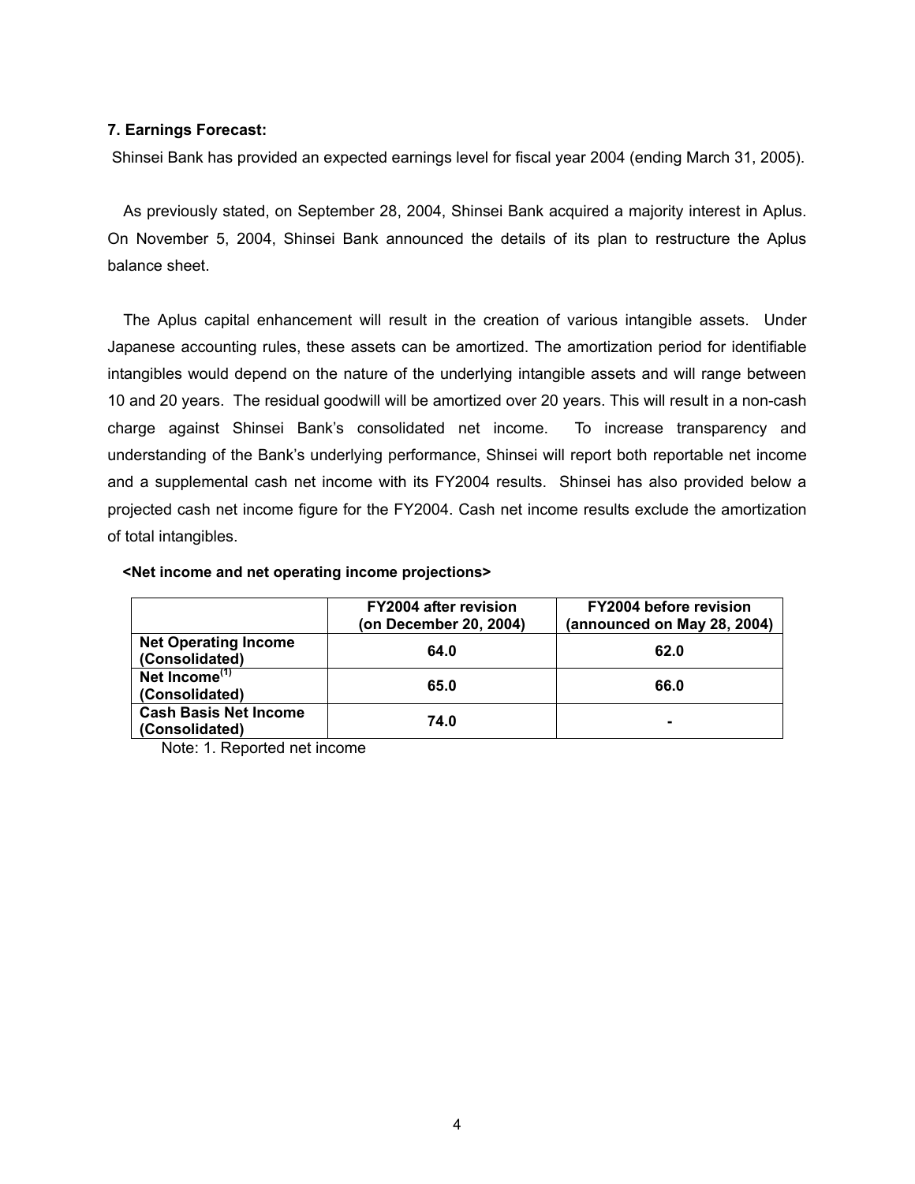### 7. Earnings Forecast:

Shinsei Bank has provided an expected earnings level for fiscal year 2004 (ending March 31, 2005).

As previously stated, on September 28, 2004, Shinsei Bank acquired a majority interest in Aplus. On November 5, 2004, Shinsei Bank announced the details of its plan to restructure the Aplus balance sheet.

The Aplus capital enhancement will result in the creation of various intangible assets. Under Japanese accounting rules, these assets can be amortized. The amortization period for identifiable intangibles would depend on the nature of the underlying intangible assets and will range between 10 and 20 years. The residual goodwill will be amortized over 20 years. This will result in a non-cash charge against Shinsei Bank's consolidated net income. To increase transparency and understanding of the Bank's underlying performance, Shinsei will report both reportable net income and a supplemental cash net income with its FY2004 results. Shinsei has also provided below a projected cash net income figure for the FY2004. Cash net income results exclude the amortization of total intangibles.

**<Net income and net operating income projections>**

| | FY2004 after revision (on December 20, 2004) | FY2004 before revision (announced on May 28, 2004) |
|---|---|---|
| **Net Operating Income (Consolidated)** | **64.0** | **62.0** |
| **Net Income[1] (Consolidated)** | **65.0** | **66.0** |
| **Cash Basis Net Income (Consolidated)** | **74.0** | **-** |

Note: 1. Reported net income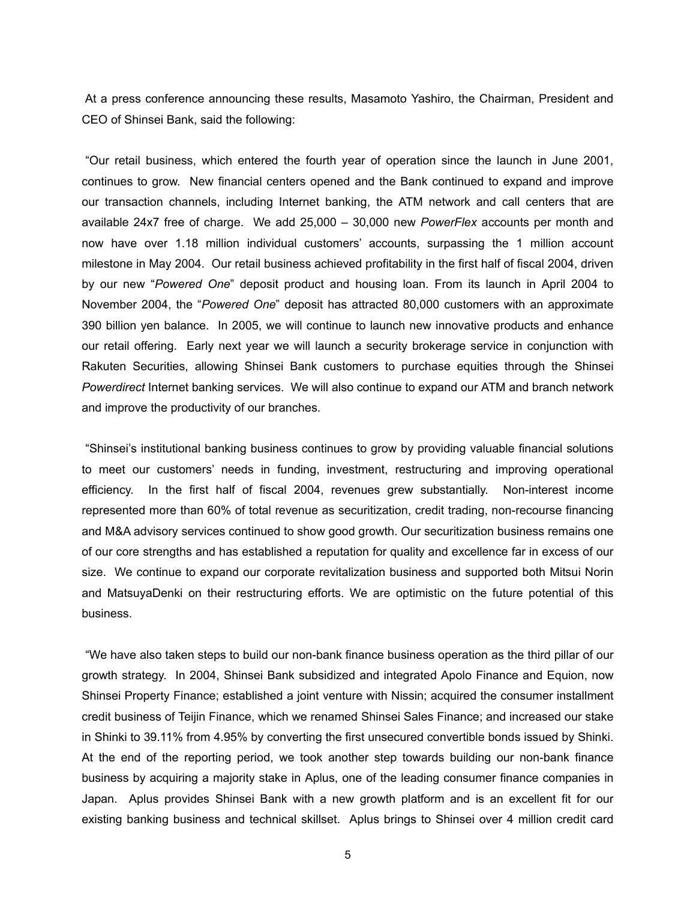At a press conference announcing these results, Masamoto Yashiro, the Chairman, President and CEO of Shinsei Bank, said the following:

"Our retail business, which entered the fourth year of operation since the launch in June 2001, continues to grow. New financial centers opened and the Bank continued to expand and improve our transaction channels, including Internet banking, the ATM network and call centers that are available 24x7 free of charge. We add 25,000 – 30,000 new *PowerFlex* accounts per month and now have over 1.18 million individual customers' accounts, surpassing the 1 million account milestone in May 2004. Our retail business achieved profitability in the first half of fiscal 2004, driven by our new "*Powered One*" deposit product and housing loan. From its launch in April 2004 to November 2004, the "*Powered One*" deposit has attracted 80,000 customers with an approximate 390 billion yen balance. In 2005, we will continue to launch new innovative products and enhance our retail offering. Early next year we will launch a security brokerage service in conjunction with Rakuten Securities, allowing Shinsei Bank customers to purchase equities through the Shinsei *Powerdirect* Internet banking services. We will also continue to expand our ATM and branch network and improve the productivity of our branches.

"Shinsei's institutional banking business continues to grow by providing valuable financial solutions to meet our customers' needs in funding, investment, restructuring and improving operational efficiency. In the first half of fiscal 2004, revenues grew substantially. Non-interest income represented more than 60% of total revenue as securitization, credit trading, non-recourse financing and M&A advisory services continued to show good growth. Our securitization business remains one of our core strengths and has established a reputation for quality and excellence far in excess of our size. We continue to expand our corporate revitalization business and supported both Mitsui Norin and MatsuyaDenki on their restructuring efforts. We are optimistic on the future potential of this business.

"We have also taken steps to build our non-bank finance business operation as the third pillar of our growth strategy. In 2004, Shinsei Bank subsidized and integrated Apolo Finance and Equion, now Shinsei Property Finance; established a joint venture with Nissin; acquired the consumer installment credit business of Teijin Finance, which we renamed Shinsei Sales Finance; and increased our stake in Shinki to 39.11% from 4.95% by converting the first unsecured convertible bonds issued by Shinki. At the end of the reporting period, we took another step towards building our non-bank finance business by acquiring a majority stake in Aplus, one of the leading consumer finance companies in Japan. Aplus provides Shinsei Bank with a new growth platform and is an excellent fit for our existing banking business and technical skillset. Aplus brings to Shinsei over 4 million credit card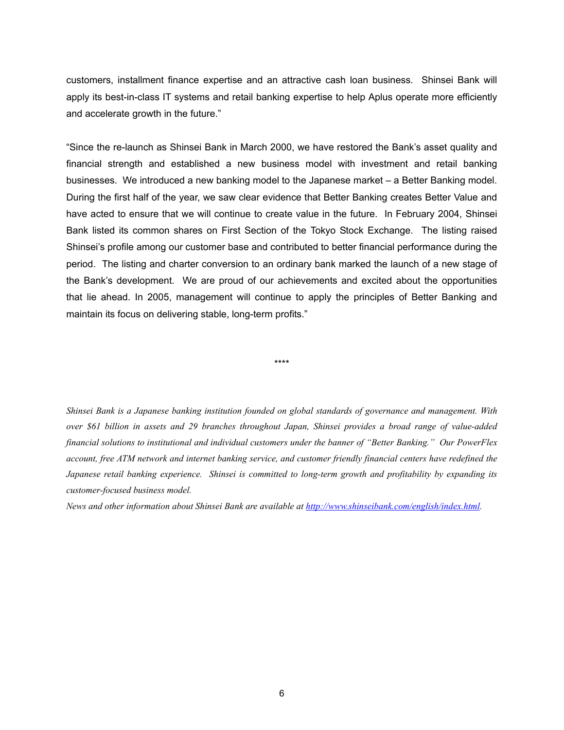customers, installment finance expertise and an attractive cash loan business. Shinsei Bank will apply its best-in-class IT systems and retail banking expertise to help Aplus operate more efficiently and accelerate growth in the future."

"Since the re-launch as Shinsei Bank in March 2000, we have restored the Bank's asset quality and financial strength and established a new business model with investment and retail banking businesses. We introduced a new banking model to the Japanese market – a Better Banking model. During the first half of the year, we saw clear evidence that Better Banking creates Better Value and have acted to ensure that we will continue to create value in the future. In February 2004, Shinsei Bank listed its common shares on First Section of the Tokyo Stock Exchange. The listing raised Shinsei's profile among our customer base and contributed to better financial performance during the period. The listing and charter conversion to an ordinary bank marked the launch of a new stage of the Bank's development. We are proud of our achievements and excited about the opportunities that lie ahead. In 2005, management will continue to apply the principles of Better Banking and maintain its focus on delivering stable, long-term profits."

****

*Shinsei Bank is a Japanese banking institution founded on global standards of governance and management. With over $61 billion in assets and 29 branches throughout Japan, Shinsei provides a broad range of value-added financial solutions to institutional and individual customers under the banner of "Better Banking." Our PowerFlex account, free ATM network and internet banking service, and customer friendly financial centers have redefined the Japanese retail banking experience. Shinsei is committed to long-term growth and profitability by expanding its customer-focused business model.*

*News and other information about Shinsei Bank are available at [http://www.shinseibank.com/english/index.html](http://www.shinseibank.com/english/index.html).*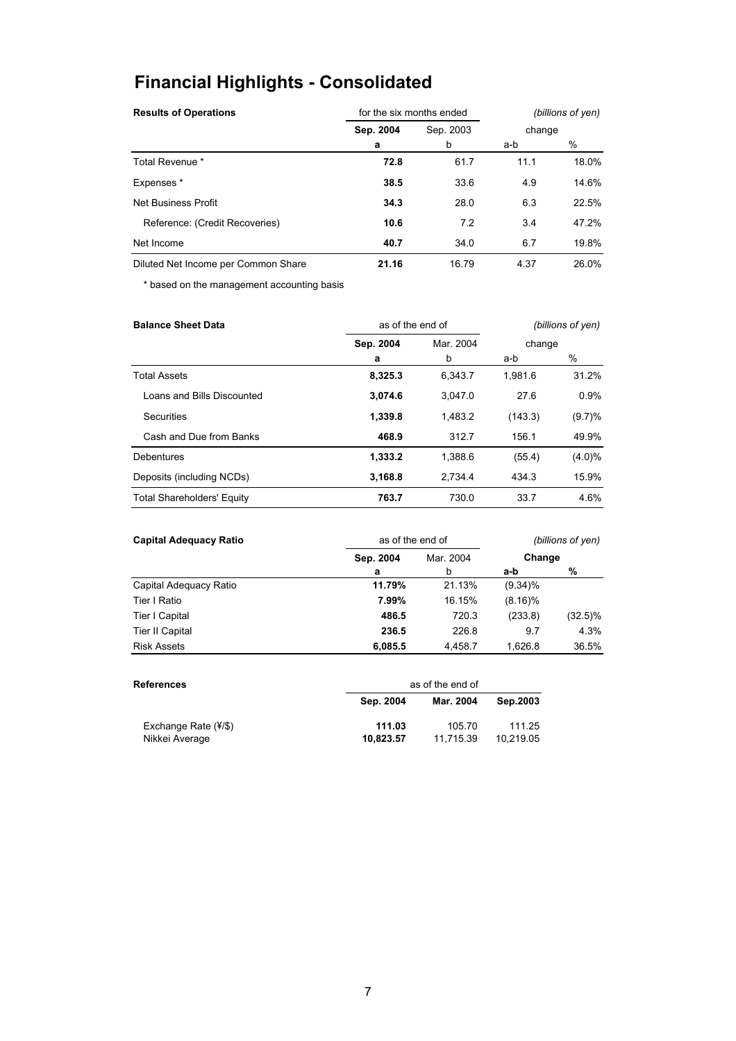# Financial Highlights - Consolidated

| Results of Operations | for the six months ended | | | *(billions of yen)* |
|---|---|---|---|---|
| | **Sep. 2004** | Sep. 2003 | change | |
| | **a** | b | a-b | % |
| Total Revenue * | **72.8** | 61.7 | 11.1 | 18.0% |
| Expenses * | **38.5** | 33.6 | 4.9 | 14.6% |
| Net Business Profit | **34.3** | 28.0 | 6.3 | 22.5% |
| Reference: (Credit Recoveries) | **10.6** | 7.2 | 3.4 | 47.2% |
| Net Income | **40.7** | 34.0 | 6.7 | 19.8% |
| Diluted Net Income per Common Share | **21.16** | 16.79 | 4.37 | 26.0% |

\* based on the management accounting basis

| Balance Sheet Data | as of the end of | | | *(billions of yen)* |
|---|---|---|---|---|
| | **Sep. 2004** | Mar. 2004 | change | |
| | **a** | b | a-b | % |
| Total Assets | **8,325.3** | 6,343.7 | 1,981.6 | 31.2% |
| Loans and Bills Discounted | **3,074.6** | 3,047.0 | 27.6 | 0.9% |
| Securities | **1,339.8** | 1,483.2 | (143.3) | (9.7)% |
| Cash and Due from Banks | **468.9** | 312.7 | 156.1 | 49.9% |
| Debentures | **1,333.2** | 1,388.6 | (55.4) | (4.0)% |
| Deposits (including NCDs) | **3,168.8** | 2,734.4 | 434.3 | 15.9% |
| Total Shareholders' Equity | **763.7** | 730.0 | 33.7 | 4.6% |

| Capital Adequacy Ratio | as of the end of | | | *(billions of yen)* |
|---|---|---|---|---|
| | **Sep. 2004** | Mar. 2004 | **Change** | |
| | **a** | b | **a-b** | **%** |
| Capital Adequacy Ratio | **11.79%** | 21.13% | (9.34)% | |
| Tier I Ratio | **7.99%** | 16.15% | (8.16)% | |
| Tier I Capital | **486.5** | 720.3 | (233.8) | (32.5)% |
| Tier II Capital | **236.5** | 226.8 | 9.7 | 4.3% |
| Risk Assets | **6,085.5** | 4,458.7 | 1,626.8 | 36.5% |

| References | as of the end of | | |
|---|---|---|---|
| | **Sep. 2004** | **Mar. 2004** | **Sep.2003** |
| Exchange Rate (¥/$) | **111.03** | 105.70 | 111.25 |
| Nikkei Average | **10,823.57** | 11,715.39 | 10,219.05 |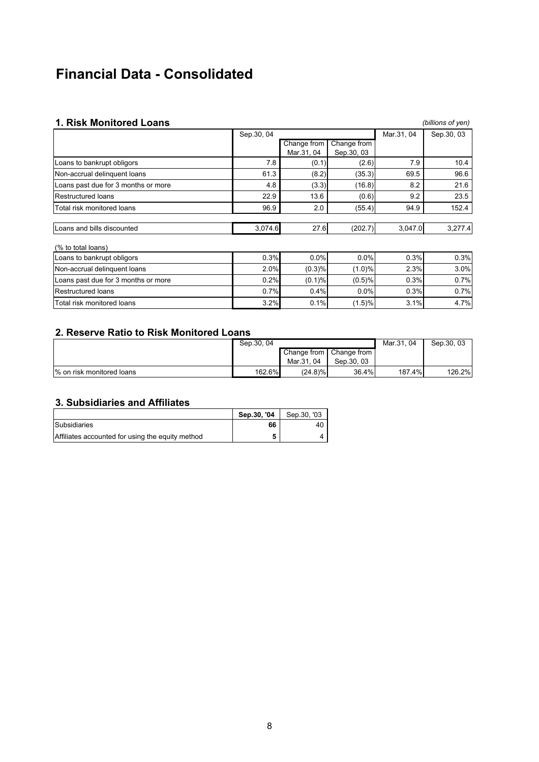# Financial Data - Consolidated

## 1. Risk Monitored Loans

*(billions of yen)*

| | Sep.30, 04 | | | Mar.31, 04 | Sep.30, 03 |
|---|---|---|---|---|---|
| | | Change from Mar.31, 04 | Change from Sep.30, 03 | | |
| Loans to bankrupt obligors | 7.8 | (0.1) | (2.6) | 7.9 | 10.4 |
| Non-accrual delinquent loans | 61.3 | (8.2) | (35.3) | 69.5 | 96.6 |
| Loans past due for 3 months or more | 4.8 | (3.3) | (16.8) | 8.2 | 21.6 |
| Restructured loans | 22.9 | 13.6 | (0.6) | 9.2 | 23.5 |
| Total risk monitored loans | 96.9 | 2.0 | (55.4) | 94.9 | 152.4 |
| | | | | | |
| Loans and bills discounted | 3,074.6 | 27.6 | (202.7) | 3,047.0 | 3,277.4 |
| | | | | | |
| (% to total loans) | | | | | |
| Loans to bankrupt obligors | 0.3% | 0.0% | 0.0% | 0.3% | 0.3% |
| Non-accrual delinquent loans | 2.0% | (0.3)% | (1.0)% | 2.3% | 3.0% |
| Loans past due for 3 months or more | 0.2% | (0.1)% | (0.5)% | 0.3% | 0.7% |
| Restructured loans | 0.7% | 0.4% | 0.0% | 0.3% | 0.7% |
| Total risk monitored loans | 3.2% | 0.1% | (1.5)% | 3.1% | 4.7% |

## 2. Reserve Ratio to Risk Monitored Loans

| | Sep.30, 04 | | | Mar.31, 04 | Sep.30, 03 |
|---|---|---|---|---|---|
| | | Change from Mar.31, 04 | Change from Sep.30, 03 | | |
| % on risk monitored loans | 162.6% | (24.8)% | 36.4% | 187.4% | 126.2% |

## 3. Subsidiaries and Affiliates

| | **Sep.30, '04** | Sep.30, '03 |
|---|---|---|
| Subsidiaries | **66** | 40 |
| Affiliates accounted for using the equity method | **5** | 4 |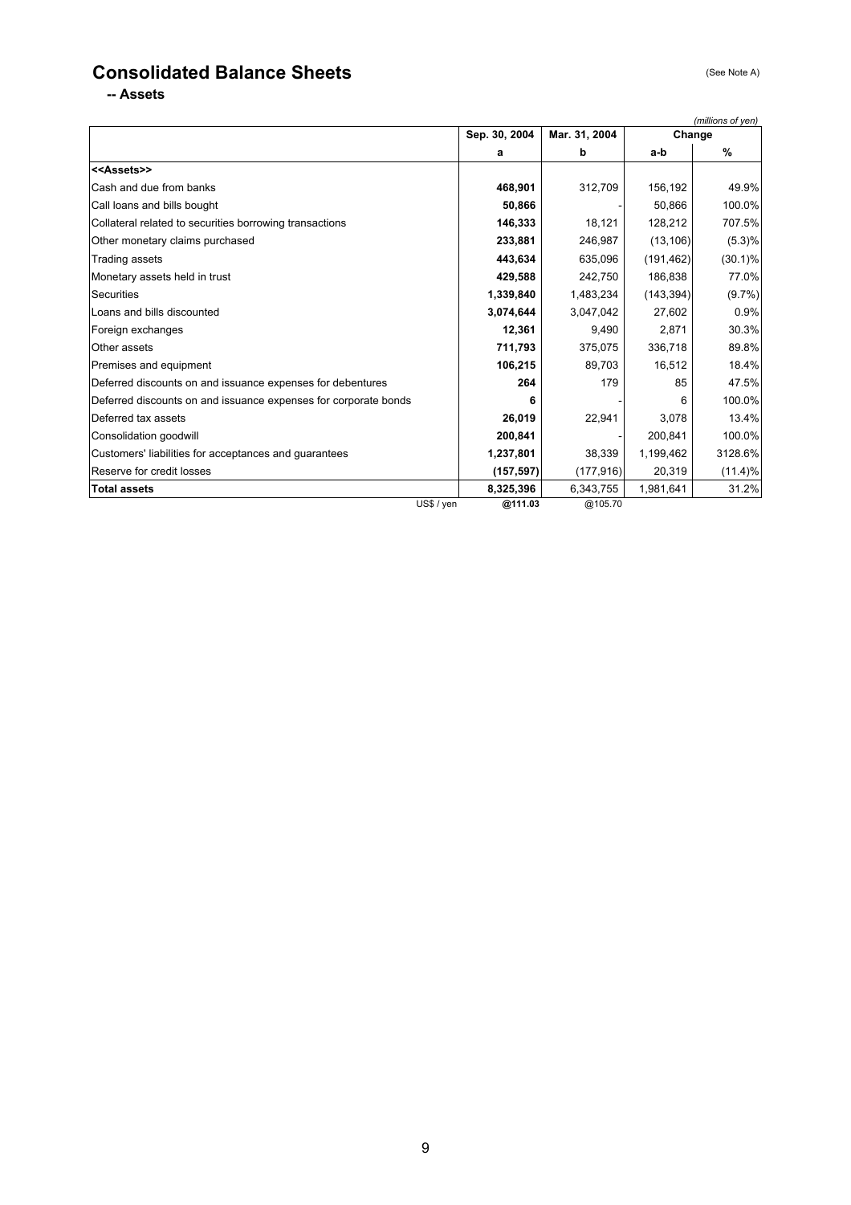# Consolidated Balance Sheets

(See Note A)

## -- Assets

*(millions of yen)*

| | Sep. 30, 2004 | Mar. 31, 2004 | Change | |
|---|---|---|---|---|
| | a | b | a-b | % |
| **<<Assets>>** | | | | |
| Cash and due from banks | **468,901** | 312,709 | 156,192 | 49.9% |
| Call loans and bills bought | **50,866** | - | 50,866 | 100.0% |
| Collateral related to securities borrowing transactions | **146,333** | 18,121 | 128,212 | 707.5% |
| Other monetary claims purchased | **233,881** | 246,987 | (13,106) | (5.3)% |
| Trading assets | **443,634** | 635,096 | (191,462) | (30.1)% |
| Monetary assets held in trust | **429,588** | 242,750 | 186,838 | 77.0% |
| Securities | **1,339,840** | 1,483,234 | (143,394) | (9.7%) |
| Loans and bills discounted | **3,074,644** | 3,047,042 | 27,602 | 0.9% |
| Foreign exchanges | **12,361** | 9,490 | 2,871 | 30.3% |
| Other assets | **711,793** | 375,075 | 336,718 | 89.8% |
| Premises and equipment | **106,215** | 89,703 | 16,512 | 18.4% |
| Deferred discounts on and issuance expenses for debentures | **264** | 179 | 85 | 47.5% |
| Deferred discounts on and issuance expenses for corporate bonds | **6** | - | 6 | 100.0% |
| Deferred tax assets | **26,019** | 22,941 | 3,078 | 13.4% |
| Consolidation goodwill | **200,841** | - | 200,841 | 100.0% |
| Customers' liabilities for acceptances and guarantees | **1,237,801** | 38,339 | 1,199,462 | 3128.6% |
| Reserve for credit losses | **(157,597)** | (177,916) | 20,319 | (11.4)% |
| **Total assets** | **8,325,396** | 6,343,755 | 1,981,641 | 31.2% |
| US$ / yen | **@111.03** | @105.70 | | |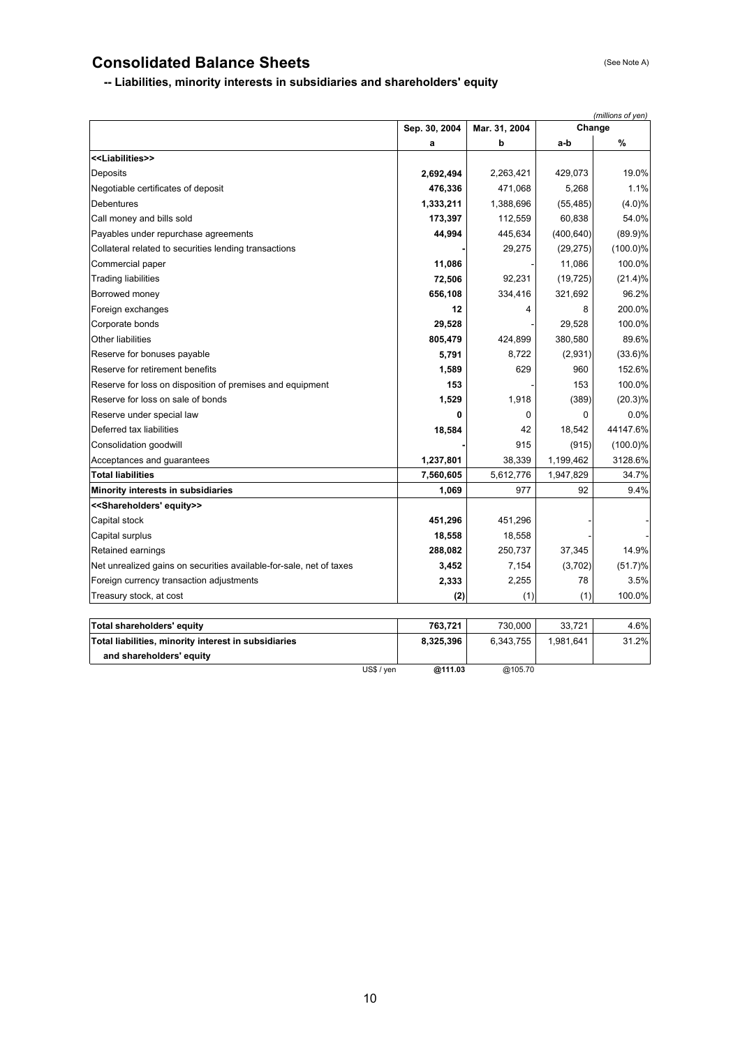# Consolidated Balance Sheets

(See Note A)

## -- Liabilities, minority interests in subsidiaries and shareholders' equity

*(millions of yen)*

| | Sep. 30, 2004 | Mar. 31, 2004 | Change | |
|---|---|---|---|---|
| | a | b | a-b | % |
| **<<Liabilities>>** | | | | |
| Deposits | **2,692,494** | 2,263,421 | 429,073 | 19.0% |
| Negotiable certificates of deposit | **476,336** | 471,068 | 5,268 | 1.1% |
| Debentures | **1,333,211** | 1,388,696 | (55,485) | (4.0)% |
| Call money and bills sold | **173,397** | 112,559 | 60,838 | 54.0% |
| Payables under repurchase agreements | **44,994** | 445,634 | (400,640) | (89.9)% |
| Collateral related to securities lending transactions | **-** | 29,275 | (29,275) | (100.0)% |
| Commercial paper | **11,086** | - | 11,086 | 100.0% |
| Trading liabilities | **72,506** | 92,231 | (19,725) | (21.4)% |
| Borrowed money | **656,108** | 334,416 | 321,692 | 96.2% |
| Foreign exchanges | **12** | 4 | 8 | 200.0% |
| Corporate bonds | **29,528** | - | 29,528 | 100.0% |
| Other liabilities | **805,479** | 424,899 | 380,580 | 89.6% |
| Reserve for bonuses payable | **5,791** | 8,722 | (2,931) | (33.6)% |
| Reserve for retirement benefits | **1,589** | 629 | 960 | 152.6% |
| Reserve for loss on disposition of premises and equipment | **153** | - | 153 | 100.0% |
| Reserve for loss on sale of bonds | **1,529** | 1,918 | (389) | (20.3)% |
| Reserve under special law | **0** | 0 | 0 | 0.0% |
| Deferred tax liabilities | **18,584** | 42 | 18,542 | 44147.6% |
| Consolidation goodwill | **-** | 915 | (915) | (100.0)% |
| Acceptances and guarantees | **1,237,801** | 38,339 | 1,199,462 | 3128.6% |
| **Total liabilities** | **7,560,605** | 5,612,776 | 1,947,829 | 34.7% |
| **Minority interests in subsidiaries** | **1,069** | 977 | 92 | 9.4% |
| **<<Shareholders' equity>>** | | | | |
| Capital stock | **451,296** | 451,296 | - | - |
| Capital surplus | **18,558** | 18,558 | - | - |
| Retained earnings | **288,082** | 250,737 | 37,345 | 14.9% |
| Net unrealized gains on securities available-for-sale, net of taxes | **3,452** | 7,154 | (3,702) | (51.7)% |
| Foreign currency transaction adjustments | **2,333** | 2,255 | 78 | 3.5% |
| Treasury stock, at cost | **(2)** | (1) | (1) | 100.0% |
| **Total shareholders' equity** | **763,721** | 730,000 | 33,721 | 4.6% |
| **Total liabilities, minority interest in subsidiaries and shareholders' equity** | **8,325,396** | 6,343,755 | 1,981,641 | 31.2% |
| US$ / yen | **@111.03** | @105.70 | | |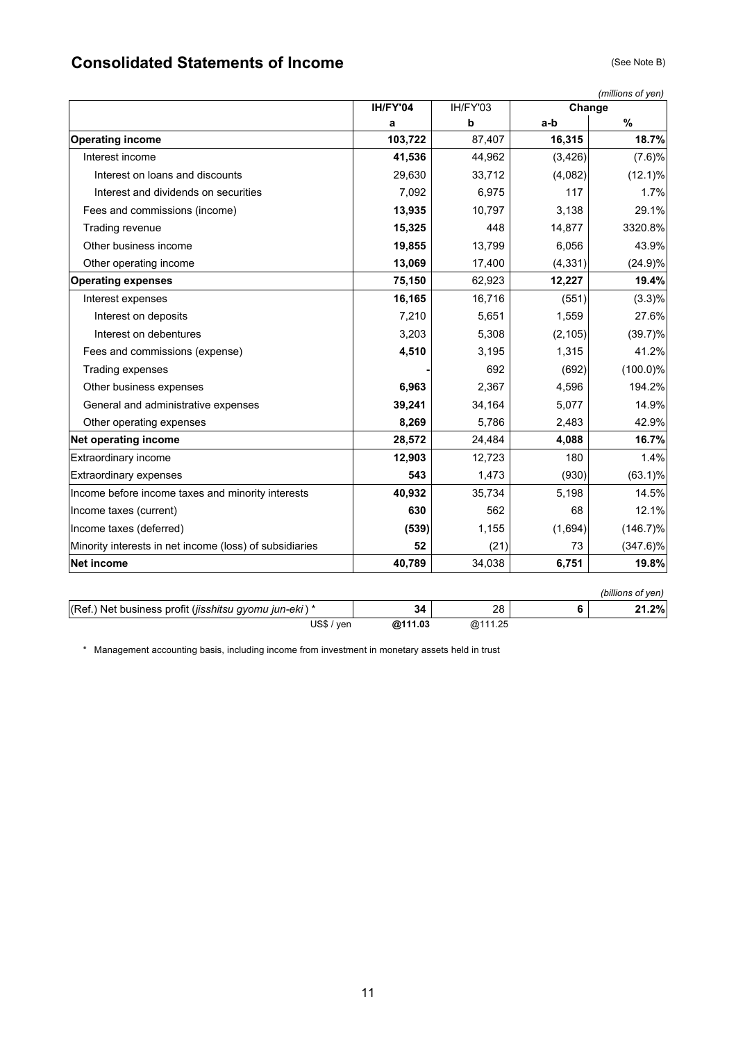## Consolidated Statements of Income

(See Note B)

*(millions of yen)*

| | IH/FY'04 | IH/FY'03 | Change | |
|---|---|---|---|---|
| | a | b | a-b | % |
| **Operating income** | **103,722** | 87,407 | **16,315** | **18.7%** |
| Interest income | **41,536** | 44,962 | (3,426) | (7.6)% |
| Interest on loans and discounts | 29,630 | 33,712 | (4,082) | (12.1)% |
| Interest and dividends on securities | 7,092 | 6,975 | 117 | 1.7% |
| Fees and commissions (income) | **13,935** | 10,797 | 3,138 | 29.1% |
| Trading revenue | **15,325** | 448 | 14,877 | 3320.8% |
| Other business income | **19,855** | 13,799 | 6,056 | 43.9% |
| Other operating income | **13,069** | 17,400 | (4,331) | (24.9)% |
| **Operating expenses** | **75,150** | 62,923 | **12,227** | **19.4%** |
| Interest expenses | **16,165** | 16,716 | (551) | (3.3)% |
| Interest on deposits | 7,210 | 5,651 | 1,559 | 27.6% |
| Interest on debentures | 3,203 | 5,308 | (2,105) | (39.7)% |
| Fees and commissions (expense) | **4,510** | 3,195 | 1,315 | 41.2% |
| Trading expenses | **-** | 692 | (692) | (100.0)% |
| Other business expenses | **6,963** | 2,367 | 4,596 | 194.2% |
| General and administrative expenses | **39,241** | 34,164 | 5,077 | 14.9% |
| Other operating expenses | **8,269** | 5,786 | 2,483 | 42.9% |
| **Net operating income** | **28,572** | 24,484 | **4,088** | **16.7%** |
| Extraordinary income | **12,903** | 12,723 | 180 | 1.4% |
| Extraordinary expenses | **543** | 1,473 | (930) | (63.1)% |
| Income before income taxes and minority interests | **40,932** | 35,734 | 5,198 | 14.5% |
| Income taxes (current) | **630** | 562 | 68 | 12.1% |
| Income taxes (deferred) | **(539)** | 1,155 | (1,694) | (146.7)% |
| Minority interests in net income (loss) of subsidiaries | **52** | (21) | 73 | (347.6)% |
| **Net income** | **40,789** | 34,038 | **6,751** | **19.8%** |

*(billions of yen)*

| | | | | |
|---|---|---|---|---|
| (Ref.) Net business profit (*jisshitsu gyomu jun-eki*) * | **34** | 28 | **6** | **21.2%** |
| US$ / yen | **@111.03** | @111.25 | | |

\* Management accounting basis, including income from investment in monetary assets held in trust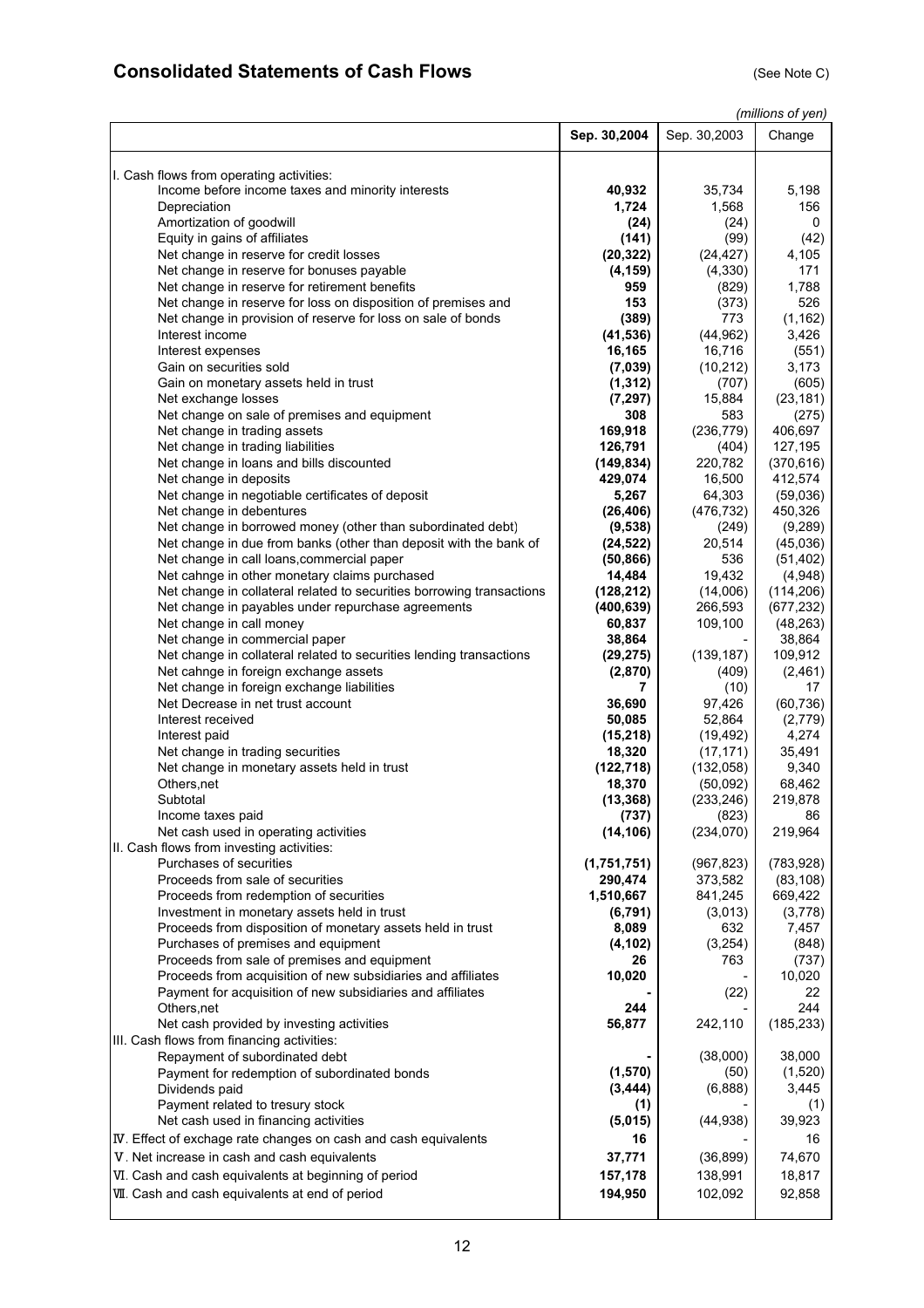## Consolidated Statements of Cash Flows

(See Note C)

*(millions of yen)*

| | **Sep. 30,2004** | Sep. 30,2003 | Change |
|---|---|---|---|
| I. Cash flows from operating activities: | | | |
| Income before income taxes and minority interests | **40,932** | 35,734 | 5,198 |
| Depreciation | **1,724** | 1,568 | 156 |
| Amortization of goodwill | **(24)** | (24) | 0 |
| Equity in gains of affiliates | **(141)** | (99) | (42) |
| Net change in reserve for credit losses | **(20,322)** | (24,427) | 4,105 |
| Net change in reserve for bonuses payable | **(4,159)** | (4,330) | 171 |
| Net change in reserve for retirement benefits | **959** | (829) | 1,788 |
| Net change in reserve for loss on disposition of premises and | **153** | (373) | 526 |
| Net change in provision of reserve for loss on sale of bonds | **(389)** | 773 | (1,162) |
| Interest income | **(41,536)** | (44,962) | 3,426 |
| Interest expenses | **16,165** | 16,716 | (551) |
| Gain on securities sold | **(7,039)** | (10,212) | 3,173 |
| Gain on monetary assets held in trust | **(1,312)** | (707) | (605) |
| Net exchange losses | **(7,297)** | 15,884 | (23,181) |
| Net change on sale of premises and equipment | **308** | 583 | (275) |
| Net change in trading assets | **169,918** | (236,779) | 406,697 |
| Net change in trading liabilities | **126,791** | (404) | 127,195 |
| Net change in loans and bills discounted | **(149,834)** | 220,782 | (370,616) |
| Net change in deposits | **429,074** | 16,500 | 412,574 |
| Net change in negotiable certificates of deposit | **5,267** | 64,303 | (59,036) |
| Net change in debentures | **(26,406)** | (476,732) | 450,326 |
| Net change in borrowed money (other than subordinated debt) | **(9,538)** | (249) | (9,289) |
| Net change in due from banks (other than deposit with the bank of | **(24,522)** | 20,514 | (45,036) |
| Net change in call loans,commercial paper | **(50,866)** | 536 | (51,402) |
| Net cahnge in other monetary claims purchased | **14,484** | 19,432 | (4,948) |
| Net change in collateral related to securities borrowing transactions | **(128,212)** | (14,006) | (114,206) |
| Net change in payables under repurchase agreements | **(400,639)** | 266,593 | (677,232) |
| Net change in call money | **60,837** | 109,100 | (48,263) |
| Net change in commercial paper | **38,864** | - | 38,864 |
| Net change in collateral related to securities lending transactions | **(29,275)** | (139,187) | 109,912 |
| Net cahnge in foreign exchange assets | **(2,870)** | (409) | (2,461) |
| Net change in foreign exchange liabilities | **7** | (10) | 17 |
| Net Decrease in net trust account | **36,690** | 97,426 | (60,736) |
| Interest received | **50,085** | 52,864 | (2,779) |
| Interest paid | **(15,218)** | (19,492) | 4,274 |
| Net change in trading securities | **18,320** | (17,171) | 35,491 |
| Net change in monetary assets held in trust | **(122,718)** | (132,058) | 9,340 |
| Others,net | **18,370** | (50,092) | 68,462 |
| Subtotal | **(13,368)** | (233,246) | 219,878 |
| Income taxes paid | **(737)** | (823) | 86 |
| Net cash used in operating activities | **(14,106)** | (234,070) | 219,964 |
| II. Cash flows from investing activities: | | | |
| Purchases of securities | **(1,751,751)** | (967,823) | (783,928) |
| Proceeds from sale of securities | **290,474** | 373,582 | (83,108) |
| Proceeds from redemption of securities | **1,510,667** | 841,245 | 669,422 |
| Investment in monetary assets held in trust | **(6,791)** | (3,013) | (3,778) |
| Proceeds from disposition of monetary assets held in trust | **8,089** | 632 | 7,457 |
| Purchases of premises and equipment | **(4,102)** | (3,254) | (848) |
| Proceeds from sale of premises and equipment | **26** | 763 | (737) |
| Proceeds from acquisition of new subsidiaries and affiliates | **10,020** | - | 10,020 |
| Payment for acquisition of new subsidiaries and affiliates | **-** | (22) | 22 |
| Others,net | **244** | - | 244 |
| Net cash provided by investing activities | **56,877** | 242,110 | (185,233) |
| III. Cash flows from financing activities: | | | |
| Repayment of subordinated debt | **-** | (38,000) | 38,000 |
| Payment for redemption of subordinated bonds | **(1,570)** | (50) | (1,520) |
| Dividends paid | **(3,444)** | (6,888) | 3,445 |
| Payment related to tresury stock | **(1)** | - | (1) |
| Net cash used in financing activities | **(5,015)** | (44,938) | 39,923 |
| Ⅳ. Effect of exchage rate changes on cash and cash equivalents | **16** | - | 16 |
| Ⅴ. Net increase in cash and cash equivalents | **37,771** | (36,899) | 74,670 |
| Ⅵ. Cash and cash equivalents at beginning of period | **157,178** | 138,991 | 18,817 |
| Ⅶ. Cash and cash equivalents at end of period | **194,950** | 102,092 | 92,858 |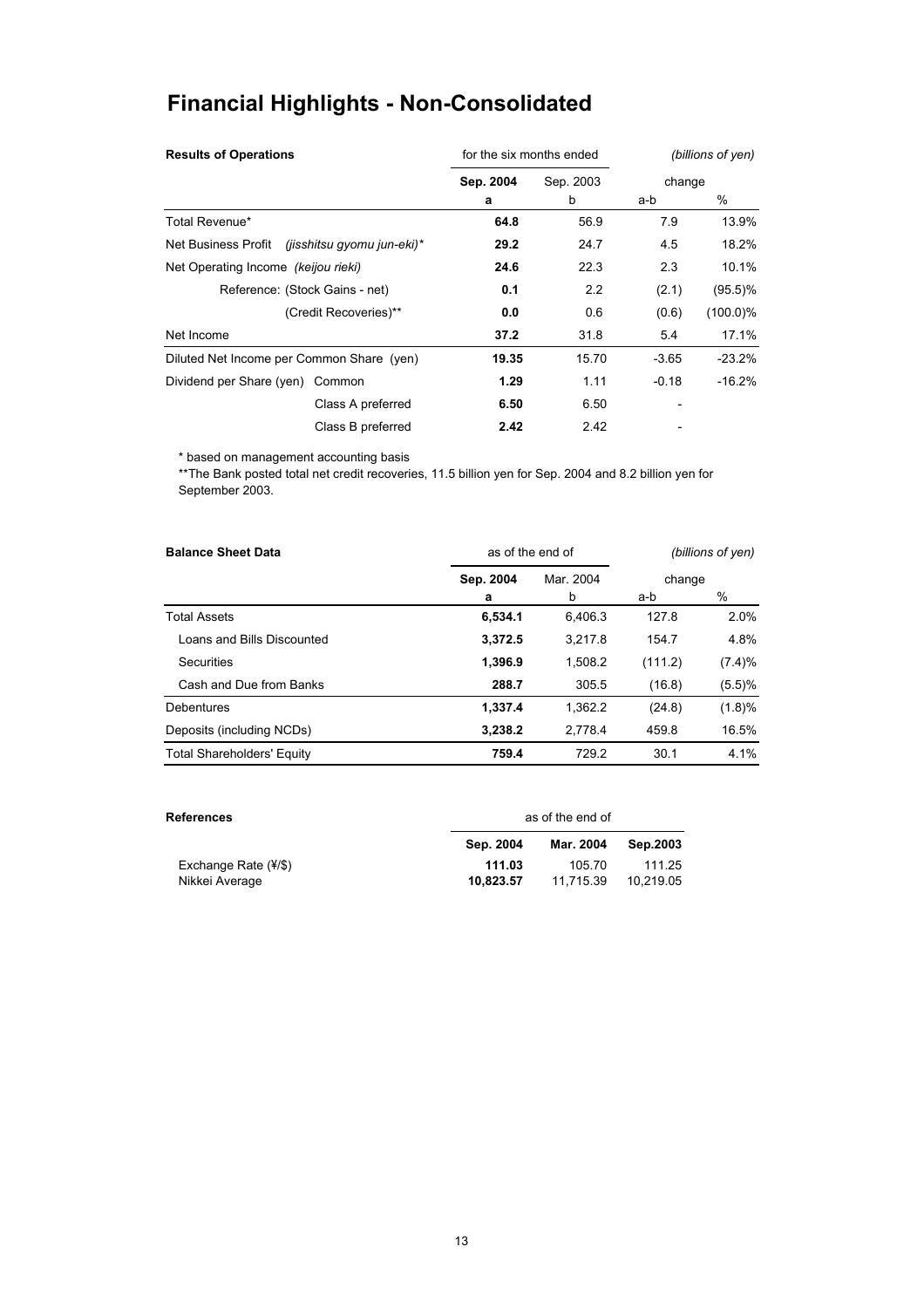# Financial Highlights - Non-Consolidated

| **Results of Operations** | for the six months ended | | *(billions of yen)* | |
|---|---|---|---|---|
| | **Sep. 2004** | Sep. 2003 | change | |
| | **a** | b | a-b | % |
| Total Revenue* | **64.8** | 56.9 | 7.9 | 13.9% |
| Net Business Profit *(jisshitsu gyomu jun-eki)** | **29.2** | 24.7 | 4.5 | 18.2% |
| Net Operating Income *(keijou rieki)* | **24.6** | 22.3 | 2.3 | 10.1% |
| Reference: (Stock Gains - net) | **0.1** | 2.2 | (2.1) | (95.5)% |
| (Credit Recoveries)** | **0.0** | 0.6 | (0.6) | (100.0)% |
| Net Income | **37.2** | 31.8 | 5.4 | 17.1% |
| Diluted Net Income per Common Share (yen) | **19.35** | 15.70 | -3.65 | -23.2% |
| Dividend per Share (yen) Common | **1.29** | 1.11 | -0.18 | -16.2% |
| Class A preferred | **6.50** | 6.50 | - | |
| Class B preferred | **2.42** | 2.42 | - | |

\* based on management accounting basis

**The Bank posted total net credit recoveries, 11.5 billion yen for Sep. 2004 and 8.2 billion yen for September 2003.

| **Balance Sheet Data** | as of the end of | | *(billions of yen)* | |
|---|---|---|---|---|
| | **Sep. 2004** | Mar. 2004 | change | |
| | **a** | b | a-b | % |
| Total Assets | **6,534.1** | 6,406.3 | 127.8 | 2.0% |
| Loans and Bills Discounted | **3,372.5** | 3,217.8 | 154.7 | 4.8% |
| Securities | **1,396.9** | 1,508.2 | (111.2) | (7.4)% |
| Cash and Due from Banks | **288.7** | 305.5 | (16.8) | (5.5)% |
| Debentures | **1,337.4** | 1,362.2 | (24.8) | (1.8)% |
| Deposits (including NCDs) | **3,238.2** | 2,778.4 | 459.8 | 16.5% |
| Total Shareholders' Equity | **759.4** | 729.2 | 30.1 | 4.1% |

| **References** | as of the end of | | |
|---|---|---|---|
| | **Sep. 2004** | **Mar. 2004** | **Sep.2003** |
| Exchange Rate (¥/$) | **111.03** | 105.70 | 111.25 |
| Nikkei Average | **10,823.57** | 11,715.39 | 10,219.05 |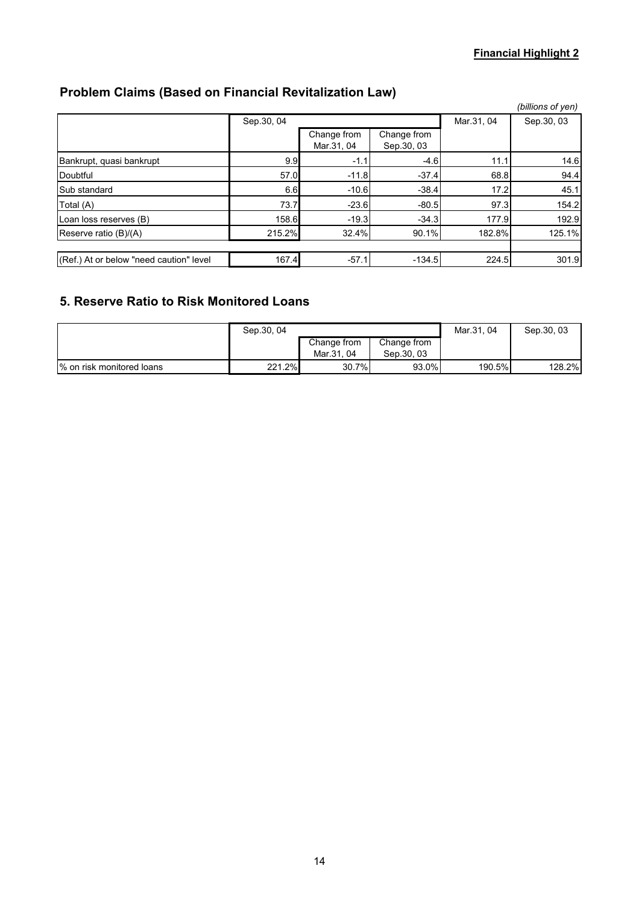**Financial Highlight 2**

## Problem Claims (Based on Financial Revitalization Law)

*(billions of yen)*

| | Sep.30, 04 | | | Mar.31, 04 | Sep.30, 03 |
|---|---|---|---|---|---|
| | | Change from Mar.31, 04 | Change from Sep.30, 03 | | |
| Bankrupt, quasi bankrupt | 9.9 | -1.1 | -4.6 | 11.1 | 14.6 |
| Doubtful | 57.0 | -11.8 | -37.4 | 68.8 | 94.4 |
| Sub standard | 6.6 | -10.6 | -38.4 | 17.2 | 45.1 |
| Total (A) | 73.7 | -23.6 | -80.5 | 97.3 | 154.2 |
| Loan loss reserves (B) | 158.6 | -19.3 | -34.3 | 177.9 | 192.9 |
| Reserve ratio (B)/(A) | 215.2% | 32.4% | 90.1% | 182.8% | 125.1% |
| | | | | | |
| (Ref.) At or below "need caution" level | 167.4 | -57.1 | -134.5 | 224.5 | 301.9 |

## 5. Reserve Ratio to Risk Monitored Loans

| | Sep.30, 04 | | | Mar.31, 04 | Sep.30, 03 |
|---|---|---|---|---|---|
| | | Change from Mar.31, 04 | Change from Sep.30, 03 | | |
| % on risk monitored loans | 221.2% | 30.7% | 93.0% | 190.5% | 128.2% |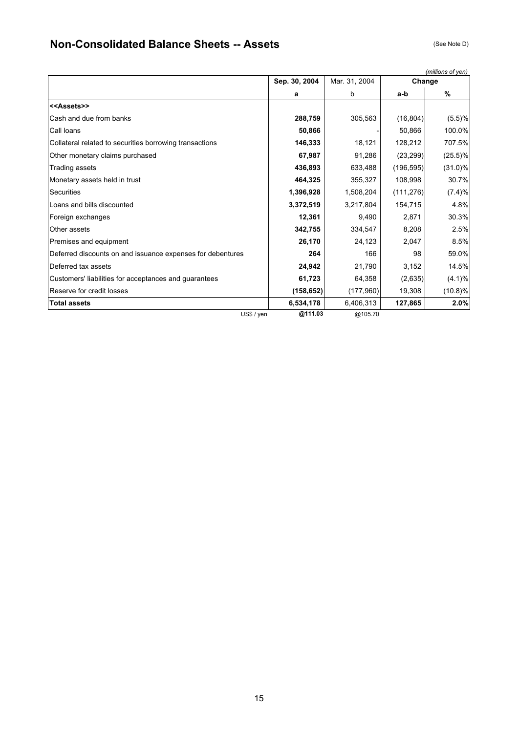## Non-Consolidated Balance Sheets -- Assets

(See Note D)

*(millions of yen)*

| | Sep. 30, 2004 | Mar. 31, 2004 | Change | |
|---|---|---|---|---|
| | a | b | a-b | % |
| **<<Assets>>** | | | | |
| Cash and due from banks | **288,759** | 305,563 | (16,804) | (5.5)% |
| Call loans | **50,866** | - | 50,866 | 100.0% |
| Collateral related to securities borrowing transactions | **146,333** | 18,121 | 128,212 | 707.5% |
| Other monetary claims purchased | **67,987** | 91,286 | (23,299) | (25.5)% |
| Trading assets | **436,893** | 633,488 | (196,595) | (31.0)% |
| Monetary assets held in trust | **464,325** | 355,327 | 108,998 | 30.7% |
| Securities | **1,396,928** | 1,508,204 | (111,276) | (7.4)% |
| Loans and bills discounted | **3,372,519** | 3,217,804 | 154,715 | 4.8% |
| Foreign exchanges | **12,361** | 9,490 | 2,871 | 30.3% |
| Other assets | **342,755** | 334,547 | 8,208 | 2.5% |
| Premises and equipment | **26,170** | 24,123 | 2,047 | 8.5% |
| Deferred discounts on and issuance expenses for debentures | **264** | 166 | 98 | 59.0% |
| Deferred tax assets | **24,942** | 21,790 | 3,152 | 14.5% |
| Customers' liabilities for acceptances and guarantees | **61,723** | 64,358 | (2,635) | (4.1)% |
| Reserve for credit losses | **(158,652)** | (177,960) | 19,308 | (10.8)% |
| **Total assets** | **6,534,178** | 6,406,313 | **127,865** | **2.0%** |
| US$ / yen | **@111.03** | @105.70 | | |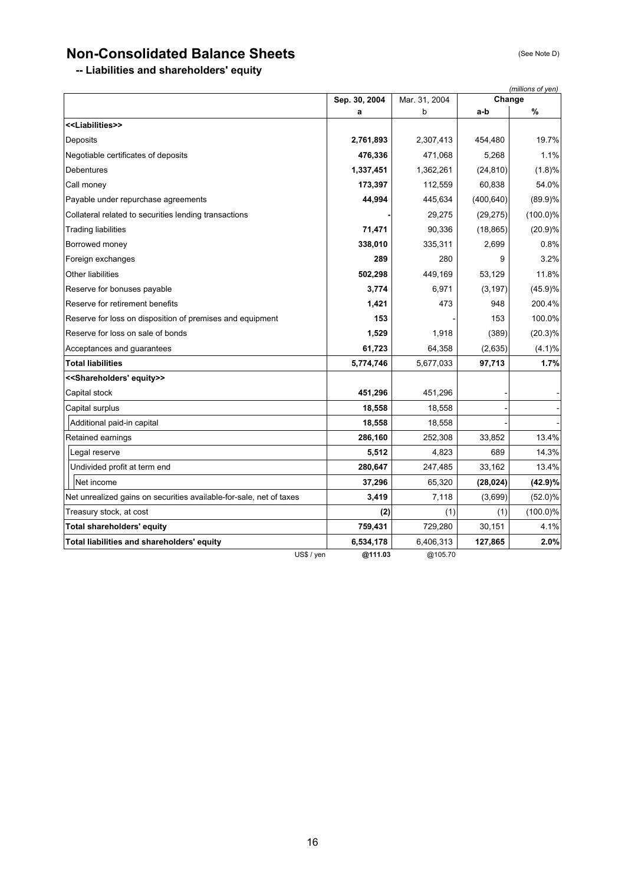# Non-Consolidated Balance Sheets

(See Note D)

## -- Liabilities and shareholders' equity

*(millions of yen)*

| | Sep. 30, 2004 | Mar. 31, 2004 | Change | |
|---|---|---|---|---|
| | a | b | a-b | % |
| **<<Liabilities>>** | | | | |
| Deposits | **2,761,893** | 2,307,413 | 454,480 | 19.7% |
| Negotiable certificates of deposits | **476,336** | 471,068 | 5,268 | 1.1% |
| Debentures | **1,337,451** | 1,362,261 | (24,810) | (1.8)% |
| Call money | **173,397** | 112,559 | 60,838 | 54.0% |
| Payable under repurchase agreements | **44,994** | 445,634 | (400,640) | (89.9)% |
| Collateral related to securities lending transactions | **-** | 29,275 | (29,275) | (100.0)% |
| Trading liabilities | **71,471** | 90,336 | (18,865) | (20.9)% |
| Borrowed money | **338,010** | 335,311 | 2,699 | 0.8% |
| Foreign exchanges | **289** | 280 | 9 | 3.2% |
| Other liabilities | **502,298** | 449,169 | 53,129 | 11.8% |
| Reserve for bonuses payable | **3,774** | 6,971 | (3,197) | (45.9)% |
| Reserve for retirement benefits | **1,421** | 473 | 948 | 200.4% |
| Reserve for loss on disposition of premises and equipment | **153** | - | 153 | 100.0% |
| Reserve for loss on sale of bonds | **1,529** | 1,918 | (389) | (20.3)% |
| Acceptances and guarantees | **61,723** | 64,358 | (2,635) | (4.1)% |
| **Total liabilities** | **5,774,746** | 5,677,033 | **97,713** | **1.7%** |
| **<<Shareholders' equity>>** | | | | |
| Capital stock | **451,296** | 451,296 | - | - |
| Capital surplus | **18,558** | 18,558 | - | - |
| Additional paid-in capital | **18,558** | 18,558 | - | - |
| Retained earnings | **286,160** | 252,308 | 33,852 | 13.4% |
| Legal reserve | **5,512** | 4,823 | 689 | 14.3% |
| Undivided profit at term end | **280,647** | 247,485 | 33,162 | 13.4% |
| Net income | **37,296** | 65,320 | **(28,024)** | **(42.9)%** |
| Net unrealized gains on securities available-for-sale, net of taxes | **3,419** | 7,118 | (3,699) | (52.0)% |
| Treasury stock, at cost | **(2)** | (1) | (1) | (100.0)% |
| **Total shareholders' equity** | **759,431** | 729,280 | 30,151 | 4.1% |
| **Total liabilities and shareholders' equity** | **6,534,178** | 6,406,313 | **127,865** | **2.0%** |
| US$ / yen | **@111.03** | @105.70 | | |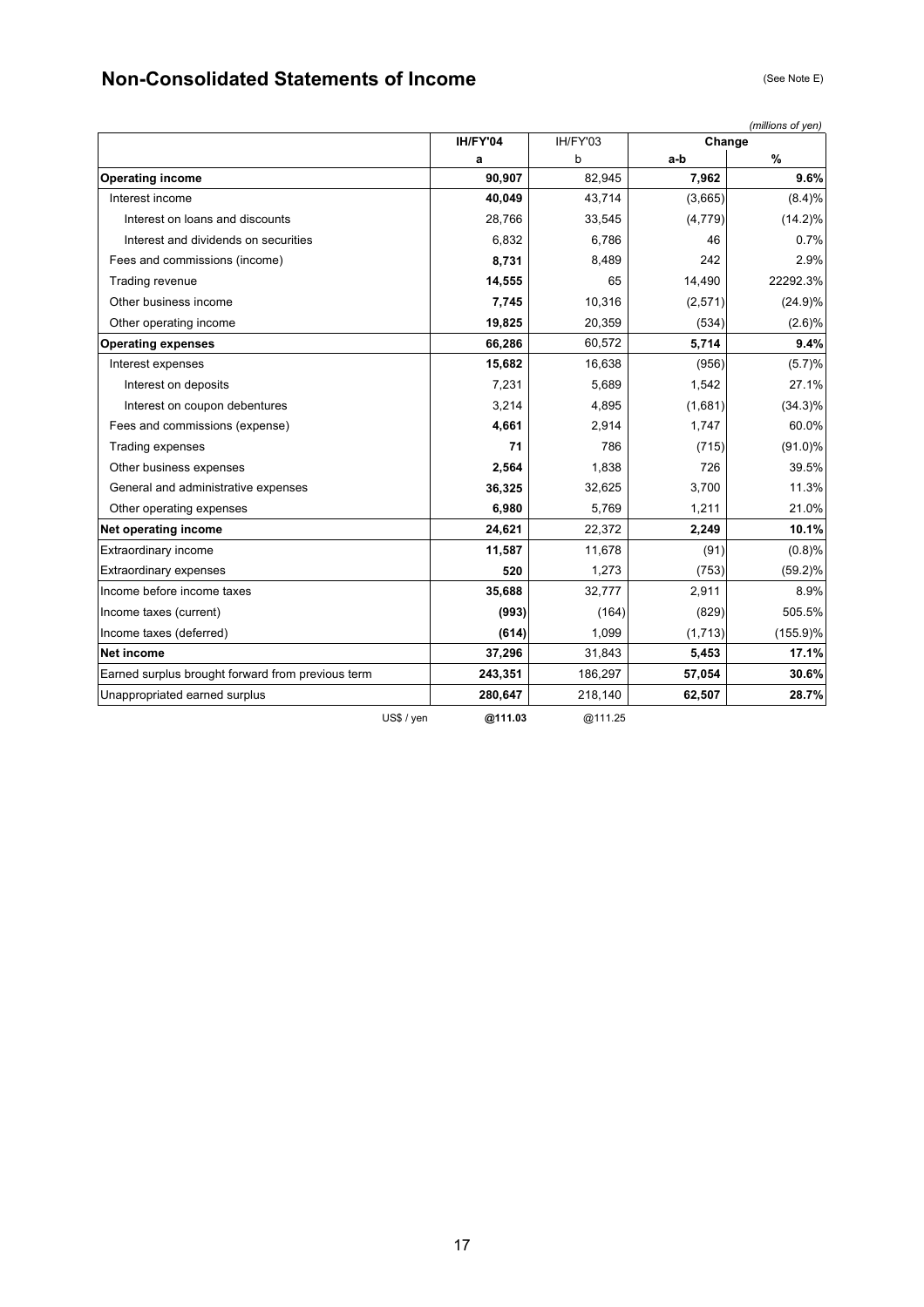## Non-Consolidated Statements of Income

(See Note E)

*(millions of yen)*

| | IH/FY'04 | IH/FY'03 | Change | |
|---|---|---|---|---|
| | **a** | b | **a-b** | **%** |
| **Operating income** | **90,907** | 82,945 | **7,962** | **9.6%** |
| Interest income | **40,049** | 43,714 | (3,665) | (8.4)% |
| Interest on loans and discounts | 28,766 | 33,545 | (4,779) | (14.2)% |
| Interest and dividends on securities | 6,832 | 6,786 | 46 | 0.7% |
| Fees and commissions (income) | **8,731** | 8,489 | 242 | 2.9% |
| Trading revenue | **14,555** | 65 | 14,490 | 22292.3% |
| Other business income | **7,745** | 10,316 | (2,571) | (24.9)% |
| Other operating income | **19,825** | 20,359 | (534) | (2.6)% |
| **Operating expenses** | **66,286** | 60,572 | **5,714** | **9.4%** |
| Interest expenses | **15,682** | 16,638 | (956) | (5.7)% |
| Interest on deposits | 7,231 | 5,689 | 1,542 | 27.1% |
| Interest on coupon debentures | 3,214 | 4,895 | (1,681) | (34.3)% |
| Fees and commissions (expense) | **4,661** | 2,914 | 1,747 | 60.0% |
| Trading expenses | **71** | 786 | (715) | (91.0)% |
| Other business expenses | **2,564** | 1,838 | 726 | 39.5% |
| General and administrative expenses | **36,325** | 32,625 | 3,700 | 11.3% |
| Other operating expenses | **6,980** | 5,769 | 1,211 | 21.0% |
| **Net operating income** | **24,621** | 22,372 | **2,249** | **10.1%** |
| Extraordinary income | **11,587** | 11,678 | (91) | (0.8)% |
| Extraordinary expenses | **520** | 1,273 | (753) | (59.2)% |
| Income before income taxes | **35,688** | 32,777 | 2,911 | 8.9% |
| Income taxes (current) | **(993)** | (164) | (829) | 505.5% |
| Income taxes (deferred) | **(614)** | 1,099 | (1,713) | (155.9)% |
| **Net income** | **37,296** | 31,843 | **5,453** | **17.1%** |
| Earned surplus brought forward from previous term | **243,351** | 186,297 | **57,054** | **30.6%** |
| Unappropriated earned surplus | **280,647** | 218,140 | **62,507** | **28.7%** |
| US$ / yen | **@111.03** | @111.25 | | |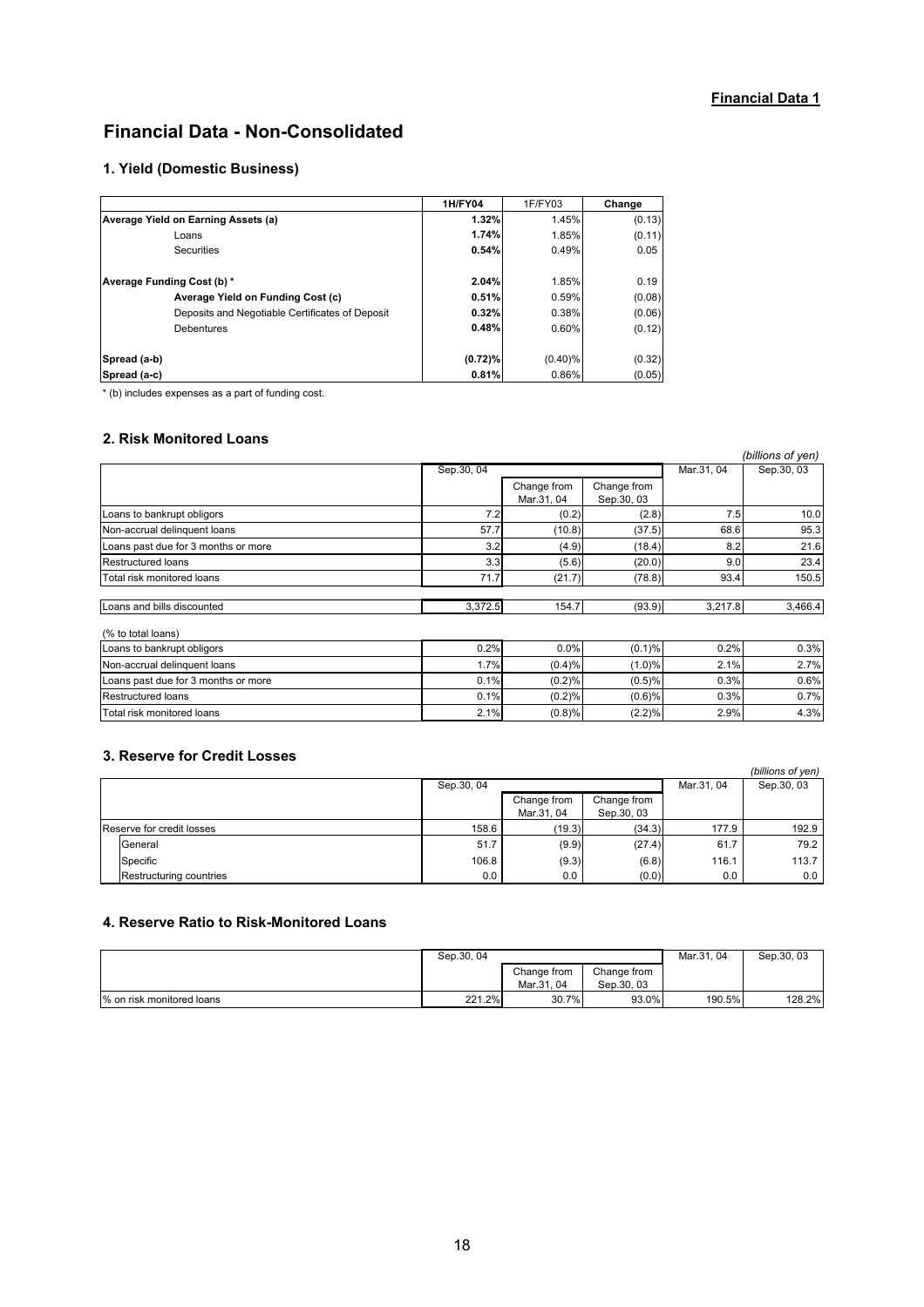**Financial Data 1**

# Financial Data - Non-Consolidated

## 1. Yield (Domestic Business)

| | 1H/FY04 | 1F/FY03 | Change |
|---|---|---|---|
| **Average Yield on Earning Assets (a)** | **1.32%** | 1.45% | (0.13) |
| Loans | **1.74%** | 1.85% | (0.11) |
| Securities | **0.54%** | 0.49% | 0.05 |
| **Average Funding Cost (b) *** | **2.04%** | 1.85% | 0.19 |
| **Average Yield on Funding Cost (c)** | **0.51%** | 0.59% | (0.08) |
| Deposits and Negotiable Certificates of Deposit | **0.32%** | 0.38% | (0.06) |
| Debentures | **0.48%** | 0.60% | (0.12) |
| **Spread (a-b)** | **(0.72)%** | (0.40)% | (0.32) |
| **Spread (a-c)** | **0.81%** | 0.86% | (0.05) |

* (b) includes expenses as a part of funding cost.

## 2. Risk Monitored Loans

*(billions of yen)*

| | Sep.30, 04 | Change from Mar.31, 04 | Change from Sep.30, 03 | Mar.31, 04 | Sep.30, 03 |
|---|---|---|---|---|---|
| Loans to bankrupt obligors | 7.2 | (0.2) | (2.8) | 7.5 | 10.0 |
| Non-accrual delinquent loans | 57.7 | (10.8) | (37.5) | 68.6 | 95.3 |
| Loans past due for 3 months or more | 3.2 | (4.9) | (18.4) | 8.2 | 21.6 |
| Restructured loans | 3.3 | (5.6) | (20.0) | 9.0 | 23.4 |
| Total risk monitored loans | 71.7 | (21.7) | (78.8) | 93.4 | 150.5 |
| Loans and bills discounted | 3,372.5 | 154.7 | (93.9) | 3,217.8 | 3,466.4 |

| (% to total loans) | Sep.30, 04 | Change from Mar.31, 04 | Change from Sep.30, 03 | Mar.31, 04 | Sep.30, 03 |
|---|---|---|---|---|---|
| Loans to bankrupt obligors | 0.2% | 0.0% | (0.1)% | 0.2% | 0.3% |
| Non-accrual delinquent loans | 1.7% | (0.4)% | (1.0)% | 2.1% | 2.7% |
| Loans past due for 3 months or more | 0.1% | (0.2)% | (0.5)% | 0.3% | 0.6% |
| Restructured loans | 0.1% | (0.2)% | (0.6)% | 0.3% | 0.7% |
| Total risk monitored loans | 2.1% | (0.8)% | (2.2)% | 2.9% | 4.3% |

## 3. Reserve for Credit Losses

*(billions of yen)*

| | Sep.30, 04 | Change from Mar.31, 04 | Change from Sep.30, 03 | Mar.31, 04 | Sep.30, 03 |
|---|---|---|---|---|---|
| Reserve for credit losses | 158.6 | (19.3) | (34.3) | 177.9 | 192.9 |
| General | 51.7 | (9.9) | (27.4) | 61.7 | 79.2 |
| Specific | 106.8 | (9.3) | (6.8) | 116.1 | 113.7 |
| Restructuring countries | 0.0 | 0.0 | (0.0) | 0.0 | 0.0 |

## 4. Reserve Ratio to Risk-Monitored Loans

| | Sep.30, 04 | Change from Mar.31, 04 | Change from Sep.30, 03 | Mar.31, 04 | Sep.30, 03 |
|---|---|---|---|---|---|
| % on risk monitored loans | 221.2% | 30.7% | 93.0% | 190.5% | 128.2% |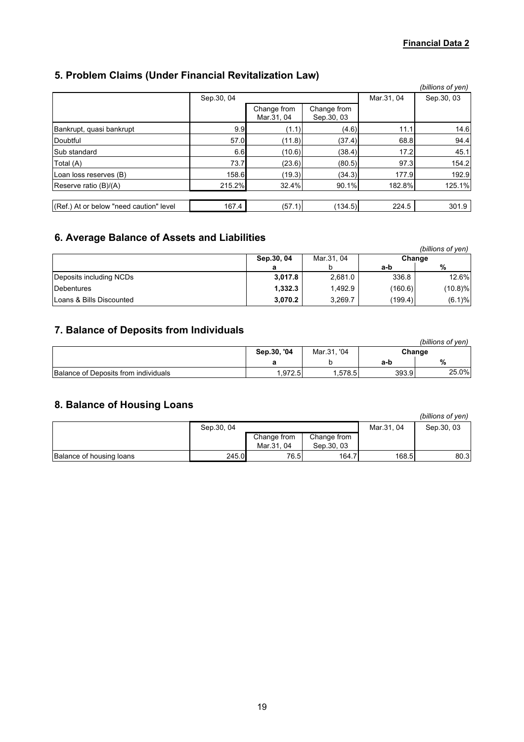**Financial Data 2**

## 5. Problem Claims (Under Financial Revitalization Law)

*(billions of yen)*

| | Sep.30, 04 | | | Mar.31, 04 | Sep.30, 03 |
|---|---|---|---|---|---|
| | | Change from Mar.31, 04 | Change from Sep.30, 03 | | |
| Bankrupt, quasi bankrupt | 9.9 | (1.1) | (4.6) | 11.1 | 14.6 |
| Doubtful | 57.0 | (11.8) | (37.4) | 68.8 | 94.4 |
| Sub standard | 6.6 | (10.6) | (38.4) | 17.2 | 45.1 |
| Total (A) | 73.7 | (23.6) | (80.5) | 97.3 | 154.2 |
| Loan loss reserves (B) | 158.6 | (19.3) | (34.3) | 177.9 | 192.9 |
| Reserve ratio (B)/(A) | 215.2% | 32.4% | 90.1% | 182.8% | 125.1% |
| | | | | | |
| (Ref.) At or below "need caution" level | 167.4 | (57.1) | (134.5) | 224.5 | 301.9 |

## 6. Average Balance of Assets and Liabilities

*(billions of yen)*

| | **Sep.30, 04** | Mar.31, 04 | **Change** | |
|---|---|---|---|---|
| | **a** | b | **a-b** | **%** |
| Deposits including NCDs | **3,017.8** | 2,681.0 | 336.8 | 12.6% |
| Debentures | **1,332.3** | 1,492.9 | (160.6) | (10.8)% |
| Loans & Bills Discounted | **3,070.2** | 3,269.7 | (199.4) | (6.1)% |

## 7. Balance of Deposits from Individuals

*(billions of yen)*

| | **Sep.30, '04** | Mar.31, '04 | **Change** | |
|---|---|---|---|---|
| | **a** | b | **a-b** | **%** |
| Balance of Deposits from individuals | 1,972.5 | 1,578.5 | 393.9 | 25.0% |

## 8. Balance of Housing Loans

*(billions of yen)*

| | Sep.30, 04 | | | Mar.31, 04 | Sep.30, 03 |
|---|---|---|---|---|---|
| | | Change from Mar.31, 04 | Change from Sep.30, 03 | | |
| Balance of housing loans | 245.0 | 76.5 | 164.7 | 168.5 | 80.3 |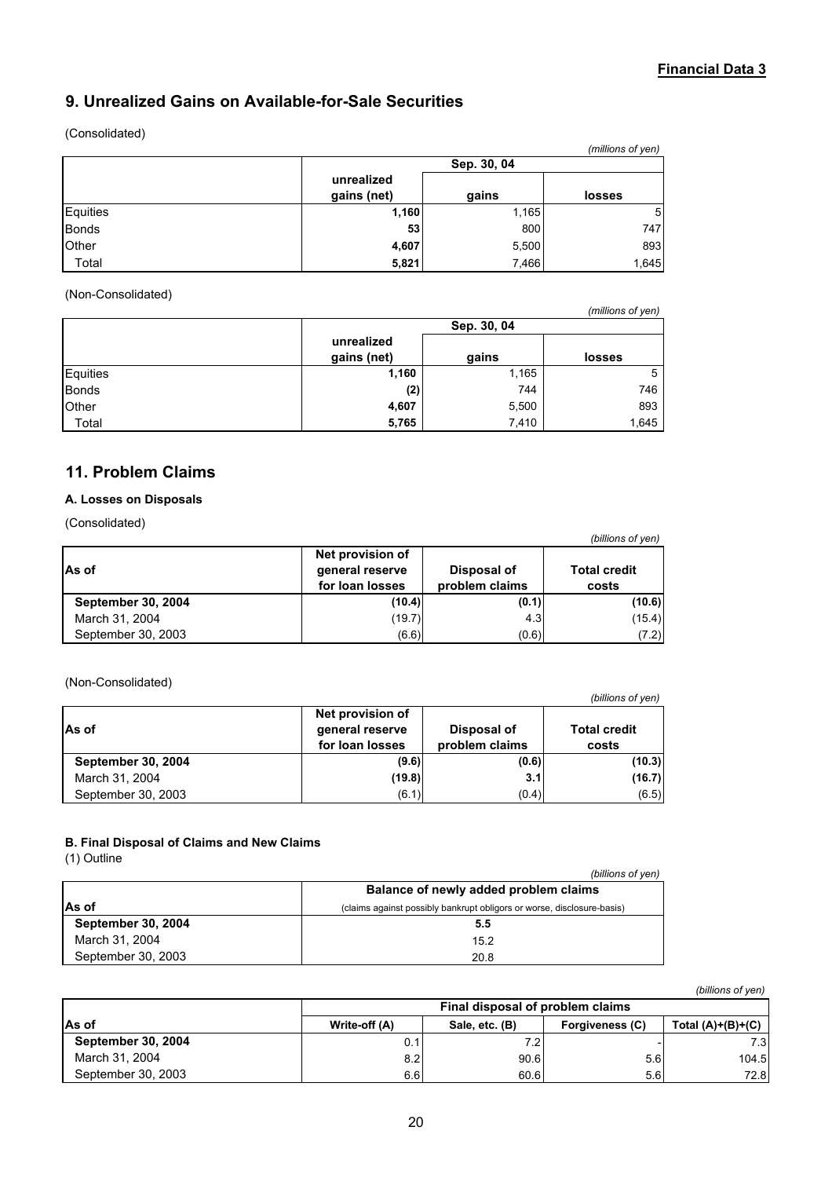**Financial Data 3**

## 9. Unrealized Gains on Available-for-Sale Securities

(Consolidated)

*(millions of yen)*

| | Sep. 30, 04 | | |
|---|---|---|---|
| | unrealized gains (net) | gains | losses |
| Equities | **1,160** | 1,165 | 5 |
| Bonds | **53** | 800 | 747 |
| Other | **4,607** | 5,500 | 893 |
| Total | **5,821** | 7,466 | 1,645 |

(Non-Consolidated)

*(millions of yen)*

| | Sep. 30, 04 | | |
|---|---|---|---|
| | unrealized gains (net) | gains | losses |
| Equities | **1,160** | 1,165 | 5 |
| Bonds | **(2)** | 744 | 746 |
| Other | **4,607** | 5,500 | 893 |
| Total | **5,765** | 7,410 | 1,645 |

## 11. Problem Claims

### A. Losses on Disposals

(Consolidated)

*(billions of yen)*

| As of | Net provision of general reserve for loan losses | Disposal of problem claims | Total credit costs |
|---|---|---|---|
| **September 30, 2004** | **(10.4)** | **(0.1)** | **(10.6)** |
| March 31, 2004 | (19.7) | 4.3 | (15.4) |
| September 30, 2003 | (6.6) | (0.6) | (7.2) |

(Non-Consolidated)

*(billions of yen)*

| As of | Net provision of general reserve for loan losses | Disposal of problem claims | Total credit costs |
|---|---|---|---|
| **September 30, 2004** | **(9.6)** | **(0.6)** | **(10.3)** |
| March 31, 2004 | **(19.8)** | **3.1** | **(16.7)** |
| September 30, 2003 | (6.1) | (0.4) | (6.5) |

### B. Final Disposal of Claims and New Claims

(1) Outline

*(billions of yen)*

| As of | Balance of newly added problem claims (claims against possibly bankrupt obligors or worse, disclosure-basis) |
|---|---|
| **September 30, 2004** | **5.5** |
| March 31, 2004 | 15.2 |
| September 30, 2003 | 20.8 |

*(billions of yen)*

| | Final disposal of problem claims | | | |
|---|---|---|---|---|
| As of | Write-off (A) | Sale, etc. (B) | Forgiveness (C) | Total (A)+(B)+(C) |
| **September 30, 2004** | 0.1 | 7.2 | - | 7.3 |
| March 31, 2004 | 8.2 | 90.6 | 5.6 | 104.5 |
| September 30, 2003 | 6.6 | 60.6 | 5.6 | 72.8 |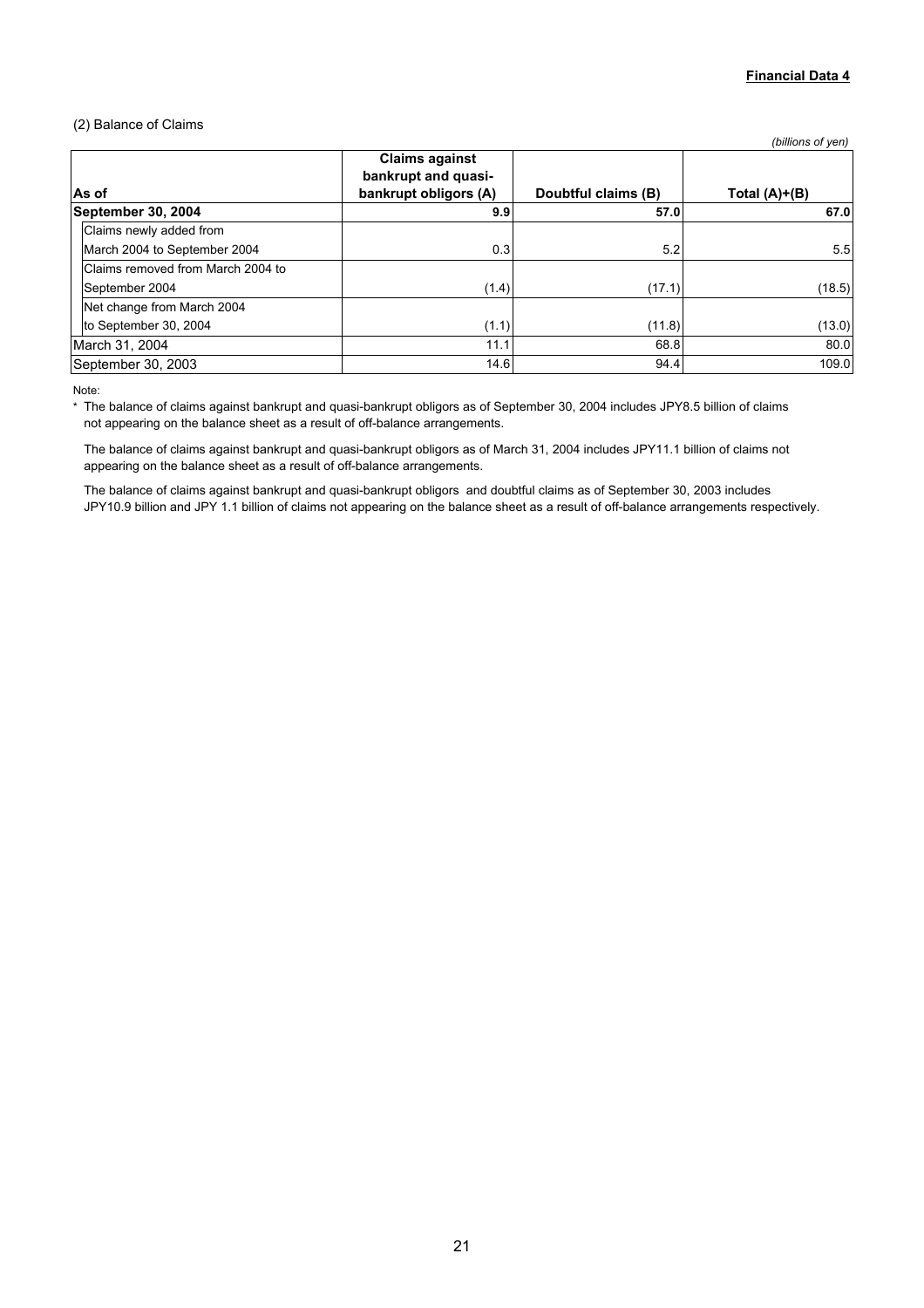**Financial Data 4**

(2) Balance of Claims

*(billions of yen)*

| As of | Claims against bankrupt and quasi-bankrupt obligors (A) | Doubtful claims (B) | Total (A)+(B) |
|---|---|---|---|
| **September 30, 2004** | **9.9** | **57.0** | **67.0** |
| Claims newly added from March 2004 to September 2004 | 0.3 | 5.2 | 5.5 |
| Claims removed from March 2004 to September 2004 | (1.4) | (17.1) | (18.5) |
| Net change from March 2004 to September 30, 2004 | (1.1) | (11.8) | (13.0) |
| March 31, 2004 | 11.1 | 68.8 | 80.0 |
| September 30, 2003 | 14.6 | 94.4 | 109.0 |

Note:

\* The balance of claims against bankrupt and quasi-bankrupt obligors as of September 30, 2004 includes JPY8.5 billion of claims not appearing on the balance sheet as a result of off-balance arrangements.

The balance of claims against bankrupt and quasi-bankrupt obligors as of March 31, 2004 includes JPY11.1 billion of claims not appearing on the balance sheet as a result of off-balance arrangements.

The balance of claims against bankrupt and quasi-bankrupt obligors and doubtful claims as of September 30, 2003 includes JPY10.9 billion and JPY 1.1 billion of claims not appearing on the balance sheet as a result of off-balance arrangements respectively.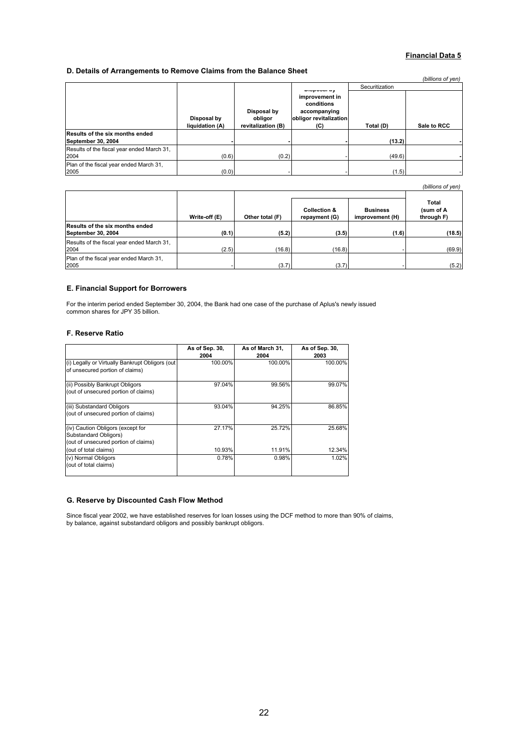**Financial Data 5**

### D. Details of Arrangements to Remove Claims from the Balance Sheet

*(billions of yen)*

| | Disposal by liquidation (A) | Disposal by obligor revitalization (B) | Disposal by improvement in conditions accompanying obligor revitalization (C) | Securitization Total (D) | Sale to RCC |
|---|---|---|---|---|---|
| **Results of the six months ended September 30, 2004** | **-** | **-** | **-** | **(13.2)** | **-** |
| Results of the fiscal year ended March 31, 2004 | (0.6) | (0.2) | - | (49.6) | - |
| Plan of the fiscal year ended March 31, 2005 | (0.0) | - | - | (1.5) | - |

*(billions of yen)*

| | Write-off (E) | Other total (F) | Collection & repayment (G) | Business improvement (H) | Total (sum of A through F) |
|---|---|---|---|---|---|
| **Results of the six months ended September 30, 2004** | **(0.1)** | **(5.2)** | **(3.5)** | **(1.6)** | **(18.5)** |
| Results of the fiscal year ended March 31, 2004 | (2.5) | (16.8) | (16.8) | - | (69.9) |
| Plan of the fiscal year ended March 31, 2005 | - | (3.7) | (3.7) | - | (5.2) |

### E. Financial Support for Borrowers

For the interim period ended September 30, 2004, the Bank had one case of the purchase of Aplus's newly issued common shares for JPY 35 billion.

### F. Reserve Ratio

| | As of Sep. 30, 2004 | As of March 31, 2004 | As of Sep. 30, 2003 |
|---|---|---|---|
| (i) Legally or Virtually Bankrupt Obligors (out of unsecured portion of claims) | 100.00% | 100.00% | 100.00% |
| (ii) Possibly Bankrupt Obligors (out of unsecured portion of claims) | 97.04% | 99.56% | 99.07% |
| (iii) Substandard Obligors (out of unsecured portion of claims) | 93.04% | 94.25% | 86.85% |
| (iv) Caution Obligors (except for Substandard Obligors) (out of unsecured portion of claims) | 27.17% | 25.72% | 25.68% |
| (out of total claims) | 10.93% | 11.91% | 12.34% |
| (v) Normal Obligors (out of total claims) | 0.78% | 0.98% | 1.02% |

### G. Reserve by Discounted Cash Flow Method

Since fiscal year 2002, we have established reserves for loan losses using the DCF method to more than 90% of claims, by balance, against substandard obligors and possibly bankrupt obligors.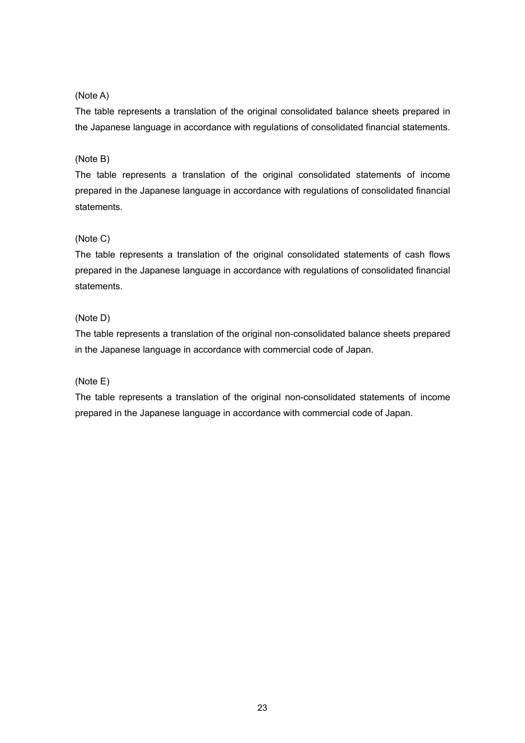(Note A)

The table represents a translation of the original consolidated balance sheets prepared in the Japanese language in accordance with regulations of consolidated financial statements.

(Note B)

The table represents a translation of the original consolidated statements of income prepared in the Japanese language in accordance with regulations of consolidated financial statements.

(Note C)

The table represents a translation of the original consolidated statements of cash flows prepared in the Japanese language in accordance with regulations of consolidated financial statements.

(Note D)

The table represents a translation of the original non-consolidated balance sheets prepared in the Japanese language in accordance with commercial code of Japan.

(Note E)

The table represents a translation of the original non-consolidated statements of income prepared in the Japanese language in accordance with commercial code of Japan.